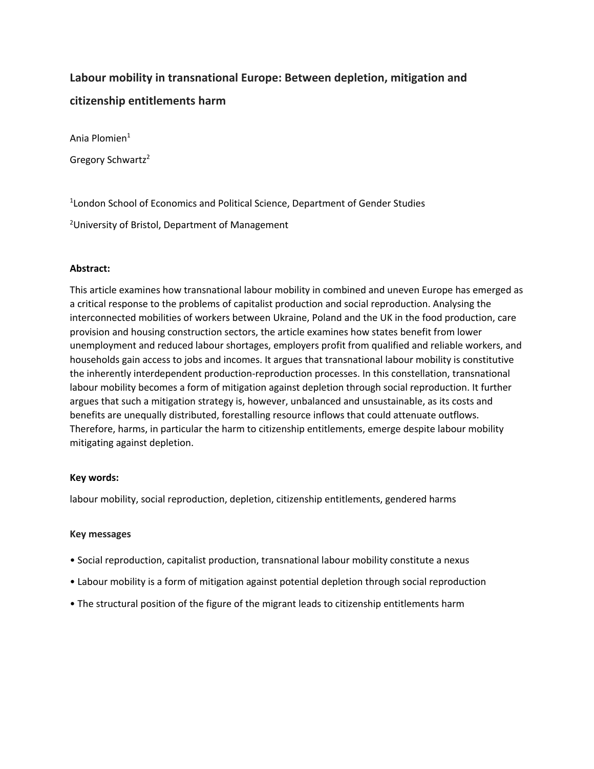# Labour mobility in transnational Europe: Between depletion, mitigation and citizenship entitlements harm

Ania Plomien[1]

Gregory Schwartz[2]

[1]London School of Economics and Political Science, Department of Gender Studies

[2]University of Bristol, Department of Management

**Abstract:**

This article examines how transnational labour mobility in combined and uneven Europe has emerged as a critical response to the problems of capitalist production and social reproduction. Analysing the interconnected mobilities of workers between Ukraine, Poland and the UK in the food production, care provision and housing construction sectors, the article examines how states benefit from lower unemployment and reduced labour shortages, employers profit from qualified and reliable workers, and households gain access to jobs and incomes. It argues that transnational labour mobility is constitutive the inherently interdependent production-reproduction processes. In this constellation, transnational labour mobility becomes a form of mitigation against depletion through social reproduction. It further argues that such a mitigation strategy is, however, unbalanced and unsustainable, as its costs and benefits are unequally distributed, forestalling resource inflows that could attenuate outflows. Therefore, harms, in particular the harm to citizenship entitlements, emerge despite labour mobility mitigating against depletion.

**Key words:**

labour mobility, social reproduction, depletion, citizenship entitlements, gendered harms

**Key messages**

- Social reproduction, capitalist production, transnational labour mobility constitute a nexus
- Labour mobility is a form of mitigation against potential depletion through social reproduction
- The structural position of the figure of the migrant leads to citizenship entitlements harm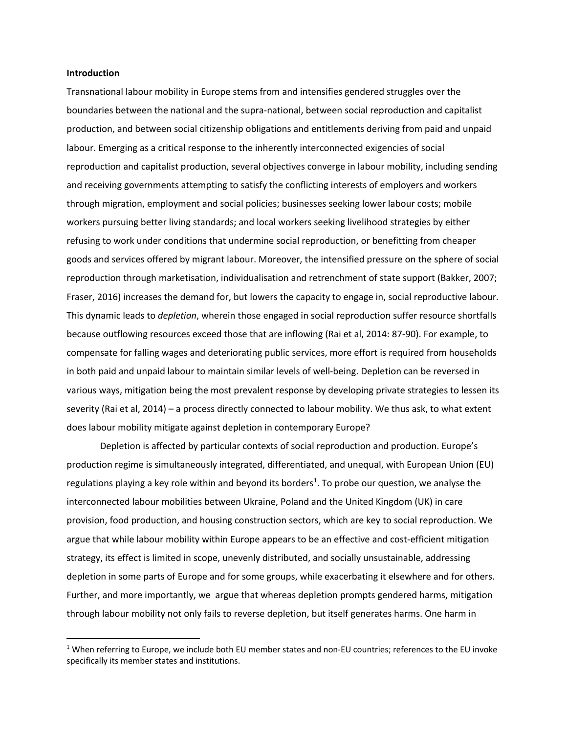**Introduction**

Transnational labour mobility in Europe stems from and intensifies gendered struggles over the boundaries between the national and the supra-national, between social reproduction and capitalist production, and between social citizenship obligations and entitlements deriving from paid and unpaid labour. Emerging as a critical response to the inherently interconnected exigencies of social reproduction and capitalist production, several objectives converge in labour mobility, including sending and receiving governments attempting to satisfy the conflicting interests of employers and workers through migration, employment and social policies; businesses seeking lower labour costs; mobile workers pursuing better living standards; and local workers seeking livelihood strategies by either refusing to work under conditions that undermine social reproduction, or benefitting from cheaper goods and services offered by migrant labour. Moreover, the intensified pressure on the sphere of social reproduction through marketisation, individualisation and retrenchment of state support (Bakker, 2007; Fraser, 2016) increases the demand for, but lowers the capacity to engage in, social reproductive labour. This dynamic leads to *depletion*, wherein those engaged in social reproduction suffer resource shortfalls because outflowing resources exceed those that are inflowing (Rai et al, 2014: 87-90). For example, to compensate for falling wages and deteriorating public services, more effort is required from households in both paid and unpaid labour to maintain similar levels of well-being. Depletion can be reversed in various ways, mitigation being the most prevalent response by developing private strategies to lessen its severity (Rai et al, 2014) – a process directly connected to labour mobility. We thus ask, to what extent does labour mobility mitigate against depletion in contemporary Europe?

Depletion is affected by particular contexts of social reproduction and production. Europe's production regime is simultaneously integrated, differentiated, and unequal, with European Union (EU) regulations playing a key role within and beyond its borders[1]. To probe our question, we analyse the interconnected labour mobilities between Ukraine, Poland and the United Kingdom (UK) in care provision, food production, and housing construction sectors, which are key to social reproduction. We argue that while labour mobility within Europe appears to be an effective and cost-efficient mitigation strategy, its effect is limited in scope, unevenly distributed, and socially unsustainable, addressing depletion in some parts of Europe and for some groups, while exacerbating it elsewhere and for others. Further, and more importantly, we argue that whereas depletion prompts gendered harms, mitigation through labour mobility not only fails to reverse depletion, but itself generates harms. One harm in

[1] When referring to Europe, we include both EU member states and non-EU countries; references to the EU invoke specifically its member states and institutions.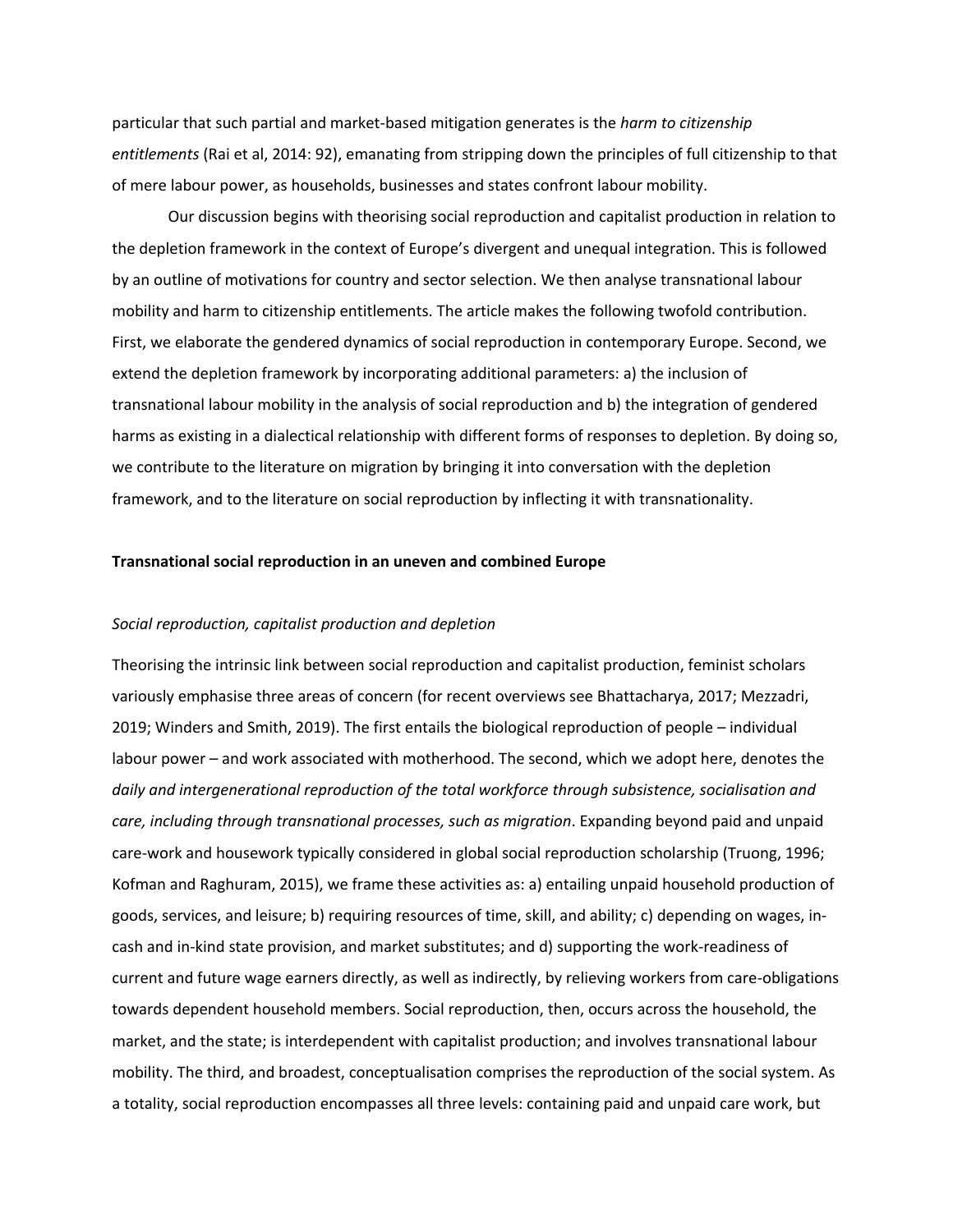particular that such partial and market-based mitigation generates is the *harm to citizenship entitlements* (Rai et al, 2014: 92), emanating from stripping down the principles of full citizenship to that of mere labour power, as households, businesses and states confront labour mobility.

Our discussion begins with theorising social reproduction and capitalist production in relation to the depletion framework in the context of Europe's divergent and unequal integration. This is followed by an outline of motivations for country and sector selection. We then analyse transnational labour mobility and harm to citizenship entitlements. The article makes the following twofold contribution. First, we elaborate the gendered dynamics of social reproduction in contemporary Europe. Second, we extend the depletion framework by incorporating additional parameters: a) the inclusion of transnational labour mobility in the analysis of social reproduction and b) the integration of gendered harms as existing in a dialectical relationship with different forms of responses to depletion. By doing so, we contribute to the literature on migration by bringing it into conversation with the depletion framework, and to the literature on social reproduction by inflecting it with transnationality.

## Transnational social reproduction in an uneven and combined Europe

### *Social reproduction, capitalist production and depletion*

Theorising the intrinsic link between social reproduction and capitalist production, feminist scholars variously emphasise three areas of concern (for recent overviews see Bhattacharya, 2017; Mezzadri, 2019; Winders and Smith, 2019). The first entails the biological reproduction of people – individual labour power – and work associated with motherhood. The second, which we adopt here, denotes the *daily and intergenerational reproduction of the total workforce through subsistence, socialisation and care, including through transnational processes, such as migration*. Expanding beyond paid and unpaid care-work and housework typically considered in global social reproduction scholarship (Truong, 1996; Kofman and Raghuram, 2015), we frame these activities as: a) entailing unpaid household production of goods, services, and leisure; b) requiring resources of time, skill, and ability; c) depending on wages, in-cash and in-kind state provision, and market substitutes; and d) supporting the work-readiness of current and future wage earners directly, as well as indirectly, by relieving workers from care-obligations towards dependent household members. Social reproduction, then, occurs across the household, the market, and the state; is interdependent with capitalist production; and involves transnational labour mobility. The third, and broadest, conceptualisation comprises the reproduction of the social system. As a totality, social reproduction encompasses all three levels: containing paid and unpaid care work, but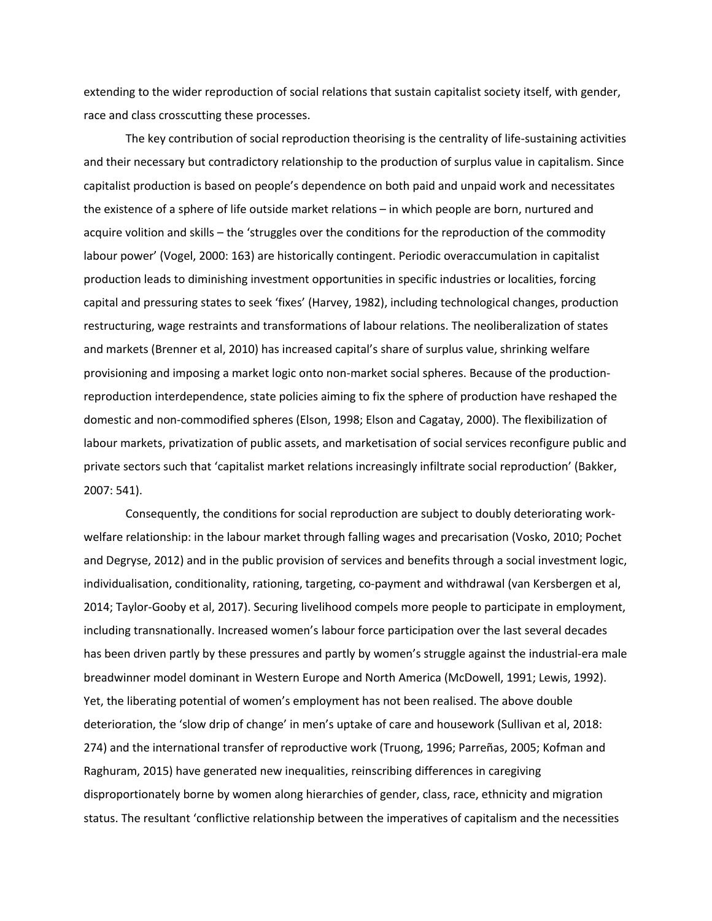extending to the wider reproduction of social relations that sustain capitalist society itself, with gender, race and class crosscutting these processes.

The key contribution of social reproduction theorising is the centrality of life-sustaining activities and their necessary but contradictory relationship to the production of surplus value in capitalism. Since capitalist production is based on people's dependence on both paid and unpaid work and necessitates the existence of a sphere of life outside market relations – in which people are born, nurtured and acquire volition and skills – the 'struggles over the conditions for the reproduction of the commodity labour power' (Vogel, 2000: 163) are historically contingent. Periodic overaccumulation in capitalist production leads to diminishing investment opportunities in specific industries or localities, forcing capital and pressuring states to seek 'fixes' (Harvey, 1982), including technological changes, production restructuring, wage restraints and transformations of labour relations. The neoliberalization of states and markets (Brenner et al, 2010) has increased capital's share of surplus value, shrinking welfare provisioning and imposing a market logic onto non-market social spheres. Because of the production-reproduction interdependence, state policies aiming to fix the sphere of production have reshaped the domestic and non-commodified spheres (Elson, 1998; Elson and Cagatay, 2000). The flexibilization of labour markets, privatization of public assets, and marketisation of social services reconfigure public and private sectors such that 'capitalist market relations increasingly infiltrate social reproduction' (Bakker, 2007: 541).

Consequently, the conditions for social reproduction are subject to doubly deteriorating work-welfare relationship: in the labour market through falling wages and precarisation (Vosko, 2010; Pochet and Degryse, 2012) and in the public provision of services and benefits through a social investment logic, individualisation, conditionality, rationing, targeting, co-payment and withdrawal (van Kersbergen et al, 2014; Taylor-Gooby et al, 2017). Securing livelihood compels more people to participate in employment, including transnationally. Increased women's labour force participation over the last several decades has been driven partly by these pressures and partly by women's struggle against the industrial-era male breadwinner model dominant in Western Europe and North America (McDowell, 1991; Lewis, 1992). Yet, the liberating potential of women's employment has not been realised. The above double deterioration, the 'slow drip of change' in men's uptake of care and housework (Sullivan et al, 2018: 274) and the international transfer of reproductive work (Truong, 1996; Parreñas, 2005; Kofman and Raghuram, 2015) have generated new inequalities, reinscribing differences in caregiving disproportionately borne by women along hierarchies of gender, class, race, ethnicity and migration status. The resultant 'conflictive relationship between the imperatives of capitalism and the necessities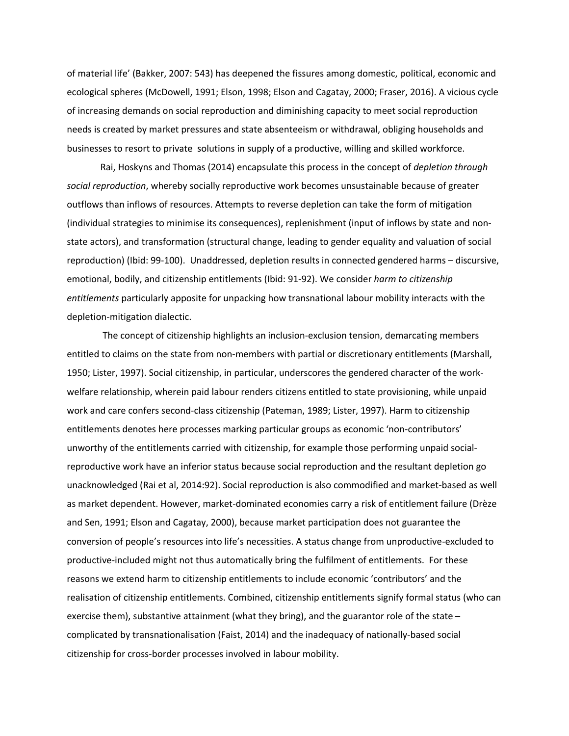of material life' (Bakker, 2007: 543) has deepened the fissures among domestic, political, economic and ecological spheres (McDowell, 1991; Elson, 1998; Elson and Cagatay, 2000; Fraser, 2016). A vicious cycle of increasing demands on social reproduction and diminishing capacity to meet social reproduction needs is created by market pressures and state absenteeism or withdrawal, obliging households and businesses to resort to private solutions in supply of a productive, willing and skilled workforce.

Rai, Hoskyns and Thomas (2014) encapsulate this process in the concept of *depletion through social reproduction*, whereby socially reproductive work becomes unsustainable because of greater outflows than inflows of resources. Attempts to reverse depletion can take the form of mitigation (individual strategies to minimise its consequences), replenishment (input of inflows by state and non-state actors), and transformation (structural change, leading to gender equality and valuation of social reproduction) (Ibid: 99-100). Unaddressed, depletion results in connected gendered harms – discursive, emotional, bodily, and citizenship entitlements (Ibid: 91-92). We consider *harm to citizenship entitlements* particularly apposite for unpacking how transnational labour mobility interacts with the depletion-mitigation dialectic.

The concept of citizenship highlights an inclusion-exclusion tension, demarcating members entitled to claims on the state from non-members with partial or discretionary entitlements (Marshall, 1950; Lister, 1997). Social citizenship, in particular, underscores the gendered character of the work-welfare relationship, wherein paid labour renders citizens entitled to state provisioning, while unpaid work and care confers second-class citizenship (Pateman, 1989; Lister, 1997). Harm to citizenship entitlements denotes here processes marking particular groups as economic 'non-contributors' unworthy of the entitlements carried with citizenship, for example those performing unpaid social-reproductive work have an inferior status because social reproduction and the resultant depletion go unacknowledged (Rai et al, 2014:92). Social reproduction is also commodified and market-based as well as market dependent. However, market-dominated economies carry a risk of entitlement failure (Drèze and Sen, 1991; Elson and Cagatay, 2000), because market participation does not guarantee the conversion of people's resources into life's necessities. A status change from unproductive-excluded to productive-included might not thus automatically bring the fulfilment of entitlements. For these reasons we extend harm to citizenship entitlements to include economic 'contributors' and the realisation of citizenship entitlements. Combined, citizenship entitlements signify formal status (who can exercise them), substantive attainment (what they bring), and the guarantor role of the state – complicated by transnationalisation (Faist, 2014) and the inadequacy of nationally-based social citizenship for cross-border processes involved in labour mobility.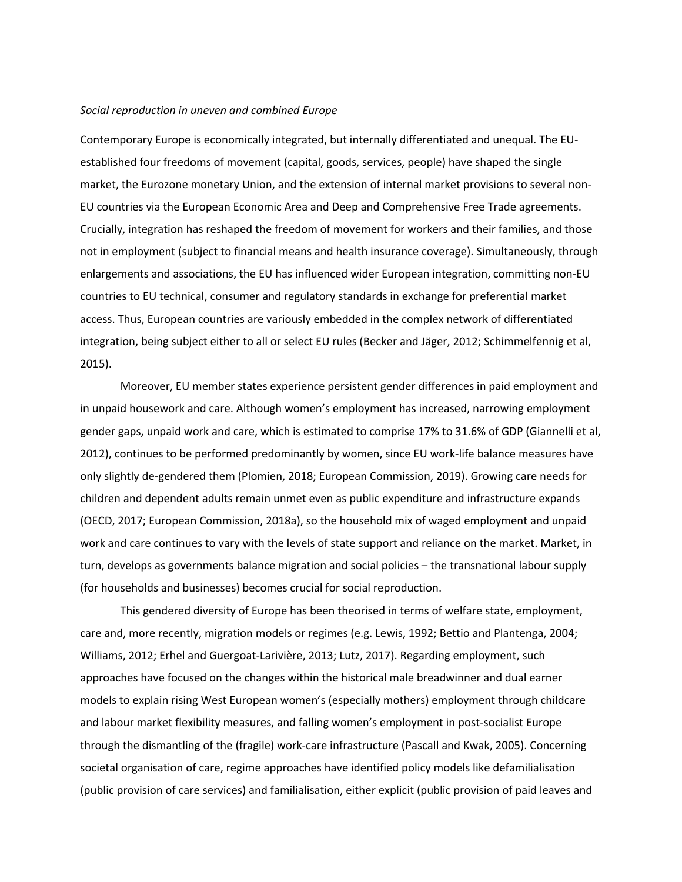*Social reproduction in uneven and combined Europe*

Contemporary Europe is economically integrated, but internally differentiated and unequal. The EU-established four freedoms of movement (capital, goods, services, people) have shaped the single market, the Eurozone monetary Union, and the extension of internal market provisions to several non-EU countries via the European Economic Area and Deep and Comprehensive Free Trade agreements. Crucially, integration has reshaped the freedom of movement for workers and their families, and those not in employment (subject to financial means and health insurance coverage). Simultaneously, through enlargements and associations, the EU has influenced wider European integration, committing non-EU countries to EU technical, consumer and regulatory standards in exchange for preferential market access. Thus, European countries are variously embedded in the complex network of differentiated integration, being subject either to all or select EU rules (Becker and Jäger, 2012; Schimmelfennig et al, 2015).

Moreover, EU member states experience persistent gender differences in paid employment and in unpaid housework and care. Although women's employment has increased, narrowing employment gender gaps, unpaid work and care, which is estimated to comprise 17% to 31.6% of GDP (Giannelli et al, 2012), continues to be performed predominantly by women, since EU work-life balance measures have only slightly de-gendered them (Plomien, 2018; European Commission, 2019). Growing care needs for children and dependent adults remain unmet even as public expenditure and infrastructure expands (OECD, 2017; European Commission, 2018a), so the household mix of waged employment and unpaid work and care continues to vary with the levels of state support and reliance on the market. Market, in turn, develops as governments balance migration and social policies – the transnational labour supply (for households and businesses) becomes crucial for social reproduction.

This gendered diversity of Europe has been theorised in terms of welfare state, employment, care and, more recently, migration models or regimes (e.g. Lewis, 1992; Bettio and Plantenga, 2004; Williams, 2012; Erhel and Guergoat-Larivière, 2013; Lutz, 2017). Regarding employment, such approaches have focused on the changes within the historical male breadwinner and dual earner models to explain rising West European women's (especially mothers) employment through childcare and labour market flexibility measures, and falling women's employment in post-socialist Europe through the dismantling of the (fragile) work-care infrastructure (Pascall and Kwak, 2005). Concerning societal organisation of care, regime approaches have identified policy models like defamilialisation (public provision of care services) and familialisation, either explicit (public provision of paid leaves and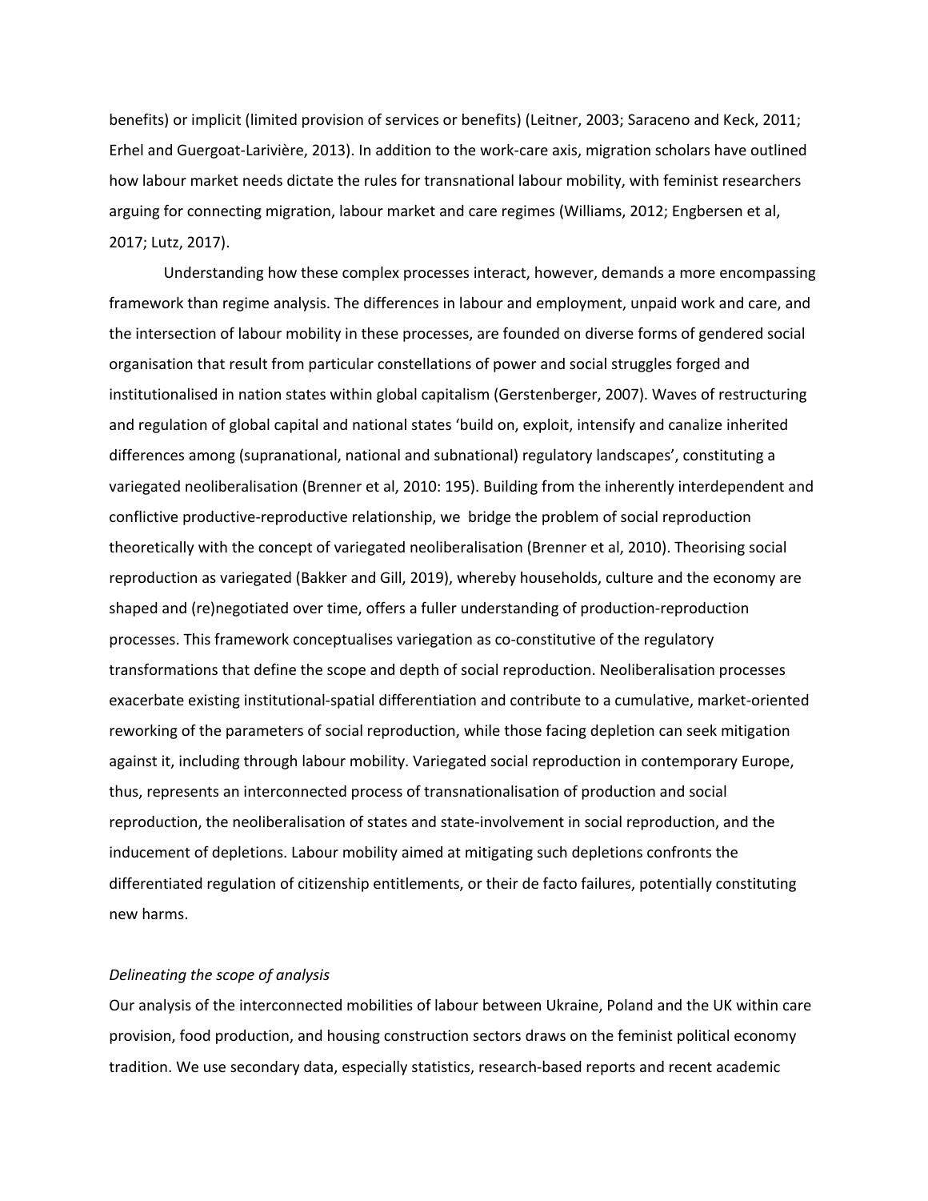benefits) or implicit (limited provision of services or benefits) (Leitner, 2003; Saraceno and Keck, 2011; Erhel and Guergoat-Larivière, 2013). In addition to the work-care axis, migration scholars have outlined how labour market needs dictate the rules for transnational labour mobility, with feminist researchers arguing for connecting migration, labour market and care regimes (Williams, 2012; Engbersen et al, 2017; Lutz, 2017).

Understanding how these complex processes interact, however, demands a more encompassing framework than regime analysis. The differences in labour and employment, unpaid work and care, and the intersection of labour mobility in these processes, are founded on diverse forms of gendered social organisation that result from particular constellations of power and social struggles forged and institutionalised in nation states within global capitalism (Gerstenberger, 2007). Waves of restructuring and regulation of global capital and national states 'build on, exploit, intensify and canalize inherited differences among (supranational, national and subnational) regulatory landscapes', constituting a variegated neoliberalisation (Brenner et al, 2010: 195). Building from the inherently interdependent and conflictive productive-reproductive relationship, we bridge the problem of social reproduction theoretically with the concept of variegated neoliberalisation (Brenner et al, 2010). Theorising social reproduction as variegated (Bakker and Gill, 2019), whereby households, culture and the economy are shaped and (re)negotiated over time, offers a fuller understanding of production-reproduction processes. This framework conceptualises variegation as co-constitutive of the regulatory transformations that define the scope and depth of social reproduction. Neoliberalisation processes exacerbate existing institutional-spatial differentiation and contribute to a cumulative, market-oriented reworking of the parameters of social reproduction, while those facing depletion can seek mitigation against it, including through labour mobility. Variegated social reproduction in contemporary Europe, thus, represents an interconnected process of transnationalisation of production and social reproduction, the neoliberalisation of states and state-involvement in social reproduction, and the inducement of depletions. Labour mobility aimed at mitigating such depletions confronts the differentiated regulation of citizenship entitlements, or their de facto failures, potentially constituting new harms.

*Delineating the scope of analysis*

Our analysis of the interconnected mobilities of labour between Ukraine, Poland and the UK within care provision, food production, and housing construction sectors draws on the feminist political economy tradition. We use secondary data, especially statistics, research-based reports and recent academic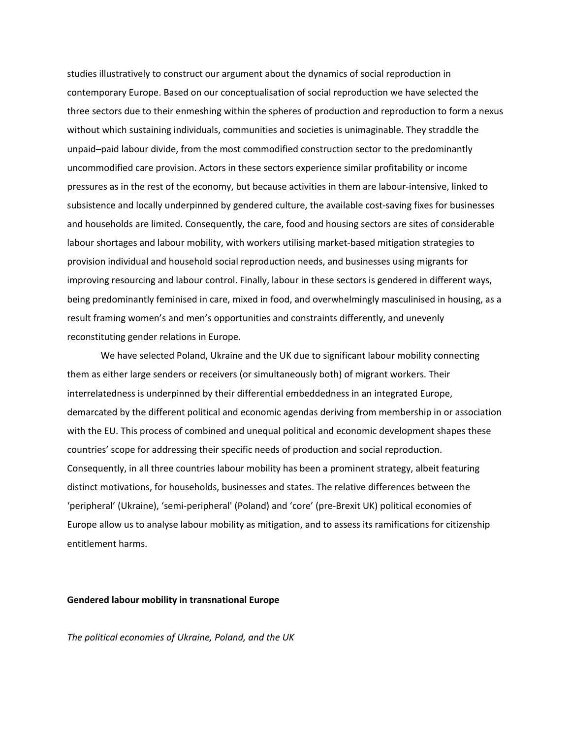studies illustratively to construct our argument about the dynamics of social reproduction in contemporary Europe. Based on our conceptualisation of social reproduction we have selected the three sectors due to their enmeshing within the spheres of production and reproduction to form a nexus without which sustaining individuals, communities and societies is unimaginable. They straddle the unpaid–paid labour divide, from the most commodified construction sector to the predominantly uncommodified care provision. Actors in these sectors experience similar profitability or income pressures as in the rest of the economy, but because activities in them are labour-intensive, linked to subsistence and locally underpinned by gendered culture, the available cost-saving fixes for businesses and households are limited. Consequently, the care, food and housing sectors are sites of considerable labour shortages and labour mobility, with workers utilising market-based mitigation strategies to provision individual and household social reproduction needs, and businesses using migrants for improving resourcing and labour control. Finally, labour in these sectors is gendered in different ways, being predominantly feminised in care, mixed in food, and overwhelmingly masculinised in housing, as a result framing women's and men's opportunities and constraints differently, and unevenly reconstituting gender relations in Europe.

We have selected Poland, Ukraine and the UK due to significant labour mobility connecting them as either large senders or receivers (or simultaneously both) of migrant workers. Their interrelatedness is underpinned by their differential embeddedness in an integrated Europe, demarcated by the different political and economic agendas deriving from membership in or association with the EU. This process of combined and unequal political and economic development shapes these countries' scope for addressing their specific needs of production and social reproduction. Consequently, in all three countries labour mobility has been a prominent strategy, albeit featuring distinct motivations, for households, businesses and states. The relative differences between the 'peripheral' (Ukraine), 'semi-peripheral' (Poland) and 'core' (pre-Brexit UK) political economies of Europe allow us to analyse labour mobility as mitigation, and to assess its ramifications for citizenship entitlement harms.

## Gendered labour mobility in transnational Europe

### *The political economies of Ukraine, Poland, and the UK*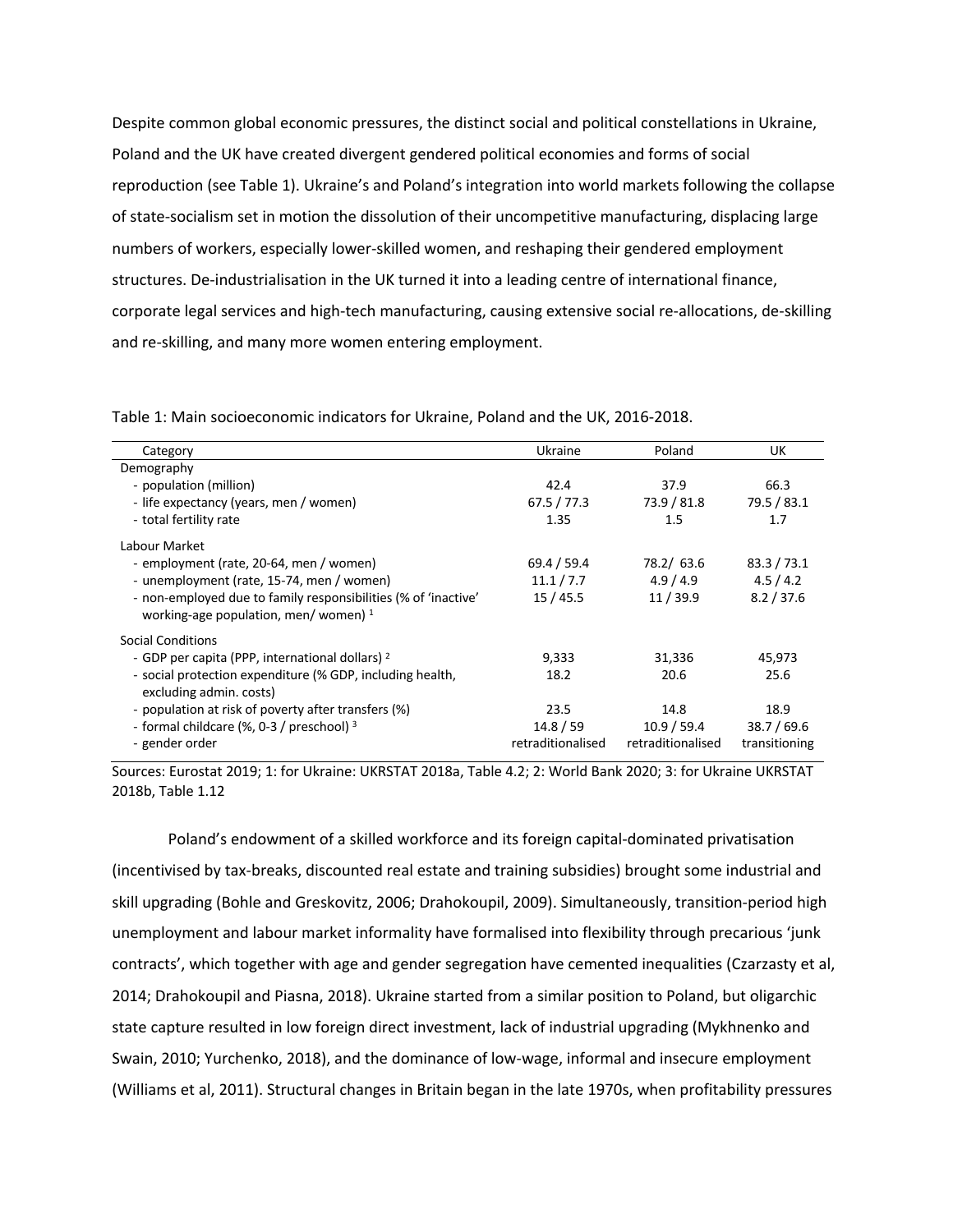Despite common global economic pressures, the distinct social and political constellations in Ukraine, Poland and the UK have created divergent gendered political economies and forms of social reproduction (see Table 1). Ukraine's and Poland's integration into world markets following the collapse of state-socialism set in motion the dissolution of their uncompetitive manufacturing, displacing large numbers of workers, especially lower-skilled women, and reshaping their gendered employment structures. De-industrialisation in the UK turned it into a leading centre of international finance, corporate legal services and high-tech manufacturing, causing extensive social re-allocations, de-skilling and re-skilling, and many more women entering employment.

Table 1: Main socioeconomic indicators for Ukraine, Poland and the UK, 2016-2018.

| Category | Ukraine | Poland | UK |
|---|---|---|---|
| Demography | | | |
| - population (million) | 42.4 | 37.9 | 66.3 |
| - life expectancy (years, men / women) | 67.5 / 77.3 | 73.9 / 81.8 | 79.5 / 83.1 |
| - total fertility rate | 1.35 | 1.5 | 1.7 |
| Labour Market | | | |
| - employment (rate, 20-64, men / women) | 69.4 / 59.4 | 78.2/ 63.6 | 83.3 / 73.1 |
| - unemployment (rate, 15-74, men / women) | 11.1 / 7.7 | 4.9 / 4.9 | 4.5 / 4.2 |
| - non-employed due to family responsibilities (% of 'inactive' working-age population, men/ women) [1] | 15 / 45.5 | 11 / 39.9 | 8.2 / 37.6 |
| Social Conditions | | | |
| - GDP per capita (PPP, international dollars) [2] | 9,333 | 31,336 | 45,973 |
| - social protection expenditure (% GDP, including health, excluding admin. costs) | 18.2 | 20.6 | 25.6 |
| - population at risk of poverty after transfers (%) | 23.5 | 14.8 | 18.9 |
| - formal childcare (%, 0-3 / preschool) [3] | 14.8 / 59 | 10.9 / 59.4 | 38.7 / 69.6 |
| - gender order | retraditionalised | retraditionalised | transitioning |

Sources: Eurostat 2019; 1: for Ukraine: UKRSTAT 2018a, Table 4.2; 2: World Bank 2020; 3: for Ukraine UKRSTAT 2018b, Table 1.12

Poland's endowment of a skilled workforce and its foreign capital-dominated privatisation (incentivised by tax-breaks, discounted real estate and training subsidies) brought some industrial and skill upgrading (Bohle and Greskovitz, 2006; Drahokoupil, 2009). Simultaneously, transition-period high unemployment and labour market informality have formalised into flexibility through precarious 'junk contracts', which together with age and gender segregation have cemented inequalities (Czarzasty et al, 2014; Drahokoupil and Piasna, 2018). Ukraine started from a similar position to Poland, but oligarchic state capture resulted in low foreign direct investment, lack of industrial upgrading (Mykhnenko and Swain, 2010; Yurchenko, 2018), and the dominance of low-wage, informal and insecure employment (Williams et al, 2011). Structural changes in Britain began in the late 1970s, when profitability pressures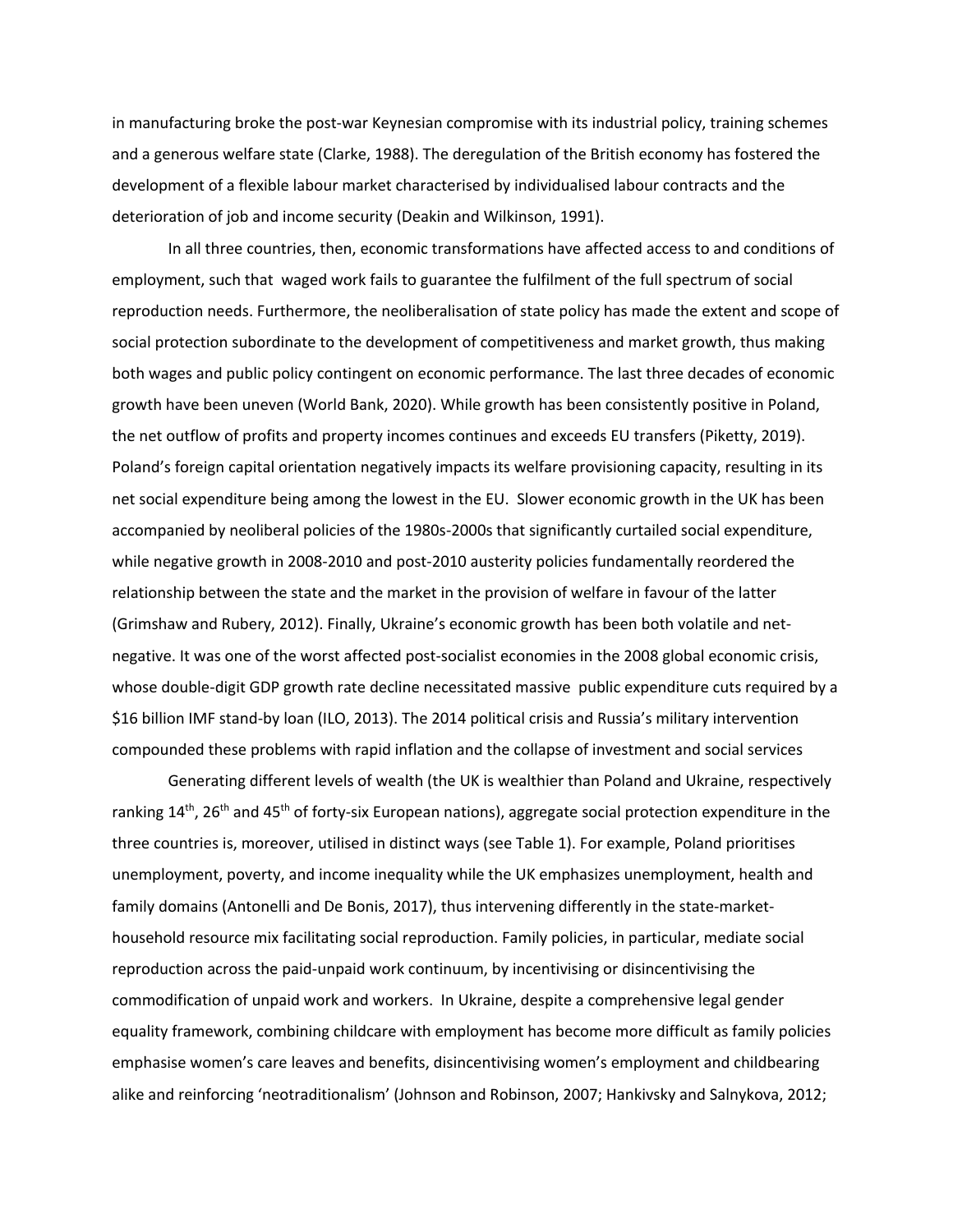in manufacturing broke the post-war Keynesian compromise with its industrial policy, training schemes and a generous welfare state (Clarke, 1988). The deregulation of the British economy has fostered the development of a flexible labour market characterised by individualised labour contracts and the deterioration of job and income security (Deakin and Wilkinson, 1991).

In all three countries, then, economic transformations have affected access to and conditions of employment, such that waged work fails to guarantee the fulfilment of the full spectrum of social reproduction needs. Furthermore, the neoliberalisation of state policy has made the extent and scope of social protection subordinate to the development of competitiveness and market growth, thus making both wages and public policy contingent on economic performance. The last three decades of economic growth have been uneven (World Bank, 2020). While growth has been consistently positive in Poland, the net outflow of profits and property incomes continues and exceeds EU transfers (Piketty, 2019). Poland's foreign capital orientation negatively impacts its welfare provisioning capacity, resulting in its net social expenditure being among the lowest in the EU. Slower economic growth in the UK has been accompanied by neoliberal policies of the 1980s-2000s that significantly curtailed social expenditure, while negative growth in 2008-2010 and post-2010 austerity policies fundamentally reordered the relationship between the state and the market in the provision of welfare in favour of the latter (Grimshaw and Rubery, 2012). Finally, Ukraine's economic growth has been both volatile and net-negative. It was one of the worst affected post-socialist economies in the 2008 global economic crisis, whose double-digit GDP growth rate decline necessitated massive public expenditure cuts required by a $16 billion IMF stand-by loan (ILO, 2013). The 2014 political crisis and Russia's military intervention compounded these problems with rapid inflation and the collapse of investment and social services

Generating different levels of wealth (the UK is wealthier than Poland and Ukraine, respectively ranking 14th, 26th and 45th of forty-six European nations), aggregate social protection expenditure in the three countries is, moreover, utilised in distinct ways (see Table 1). For example, Poland prioritises unemployment, poverty, and income inequality while the UK emphasizes unemployment, health and family domains (Antonelli and De Bonis, 2017), thus intervening differently in the state-market-household resource mix facilitating social reproduction. Family policies, in particular, mediate social reproduction across the paid-unpaid work continuum, by incentivising or disincentivising the commodification of unpaid work and workers. In Ukraine, despite a comprehensive legal gender equality framework, combining childcare with employment has become more difficult as family policies emphasise women's care leaves and benefits, disincentivising women's employment and childbearing alike and reinforcing 'neotraditionalism' (Johnson and Robinson, 2007; Hankivsky and Salnykova, 2012;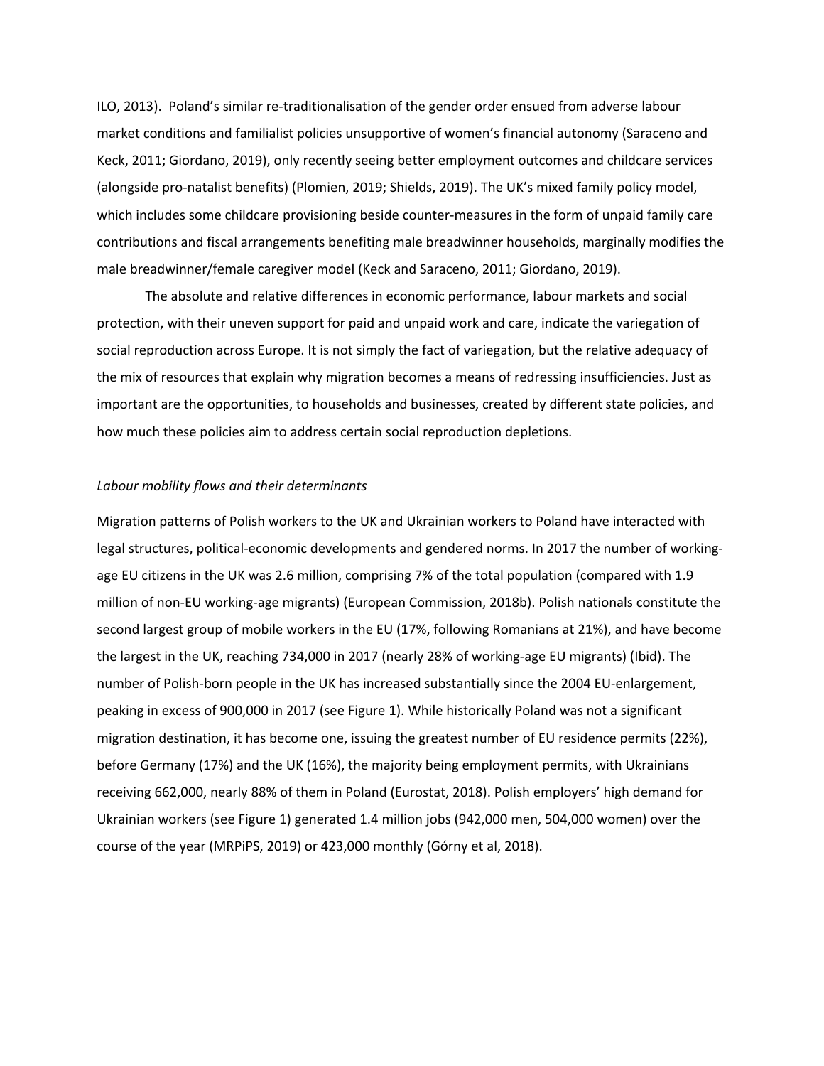ILO, 2013). Poland's similar re-traditionalisation of the gender order ensued from adverse labour market conditions and familialist policies unsupportive of women's financial autonomy (Saraceno and Keck, 2011; Giordano, 2019), only recently seeing better employment outcomes and childcare services (alongside pro-natalist benefits) (Plomien, 2019; Shields, 2019). The UK's mixed family policy model, which includes some childcare provisioning beside counter-measures in the form of unpaid family care contributions and fiscal arrangements benefiting male breadwinner households, marginally modifies the male breadwinner/female caregiver model (Keck and Saraceno, 2011; Giordano, 2019).

The absolute and relative differences in economic performance, labour markets and social protection, with their uneven support for paid and unpaid work and care, indicate the variegation of social reproduction across Europe. It is not simply the fact of variegation, but the relative adequacy of the mix of resources that explain why migration becomes a means of redressing insufficiencies. Just as important are the opportunities, to households and businesses, created by different state policies, and how much these policies aim to address certain social reproduction depletions.

*Labour mobility flows and their determinants*

Migration patterns of Polish workers to the UK and Ukrainian workers to Poland have interacted with legal structures, political-economic developments and gendered norms. In 2017 the number of working-age EU citizens in the UK was 2.6 million, comprising 7% of the total population (compared with 1.9 million of non-EU working-age migrants) (European Commission, 2018b). Polish nationals constitute the second largest group of mobile workers in the EU (17%, following Romanians at 21%), and have become the largest in the UK, reaching 734,000 in 2017 (nearly 28% of working-age EU migrants) (Ibid). The number of Polish-born people in the UK has increased substantially since the 2004 EU-enlargement, peaking in excess of 900,000 in 2017 (see Figure 1). While historically Poland was not a significant migration destination, it has become one, issuing the greatest number of EU residence permits (22%), before Germany (17%) and the UK (16%), the majority being employment permits, with Ukrainians receiving 662,000, nearly 88% of them in Poland (Eurostat, 2018). Polish employers' high demand for Ukrainian workers (see Figure 1) generated 1.4 million jobs (942,000 men, 504,000 women) over the course of the year (MRPiPS, 2019) or 423,000 monthly (Górny et al, 2018).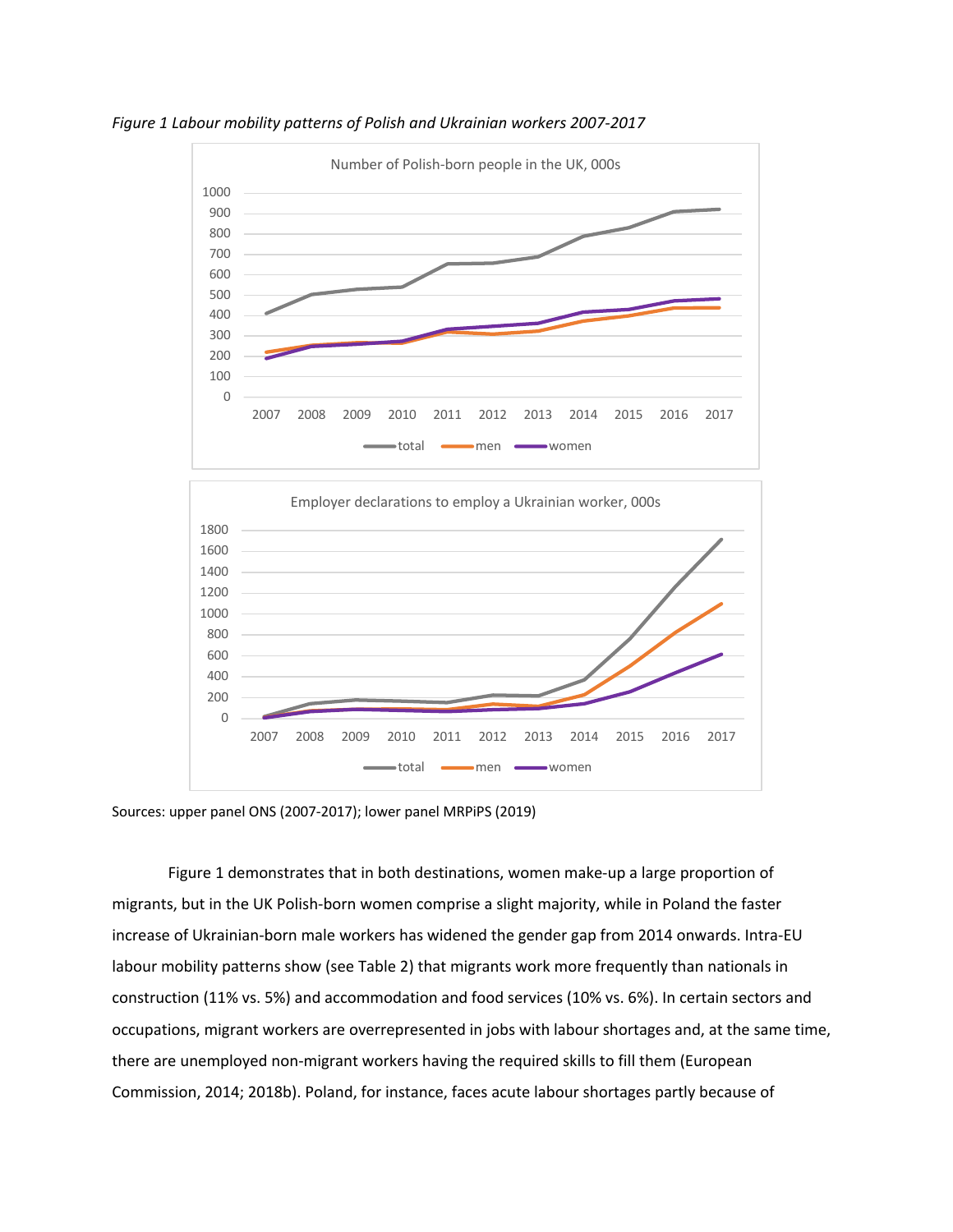*Figure 1 Labour mobility patterns of Polish and Ukrainian workers 2007-2017*

Sources: upper panel ONS (2007-2017); lower panel MRPiPS (2019)

Figure 1 demonstrates that in both destinations, women make-up a large proportion of migrants, but in the UK Polish-born women comprise a slight majority, while in Poland the faster increase of Ukrainian-born male workers has widened the gender gap from 2014 onwards. Intra-EU labour mobility patterns show (see Table 2) that migrants work more frequently than nationals in construction (11% vs. 5%) and accommodation and food services (10% vs. 6%). In certain sectors and occupations, migrant workers are overrepresented in jobs with labour shortages and, at the same time, there are unemployed non-migrant workers having the required skills to fill them (European Commission, 2014; 2018b). Poland, for instance, faces acute labour shortages partly because of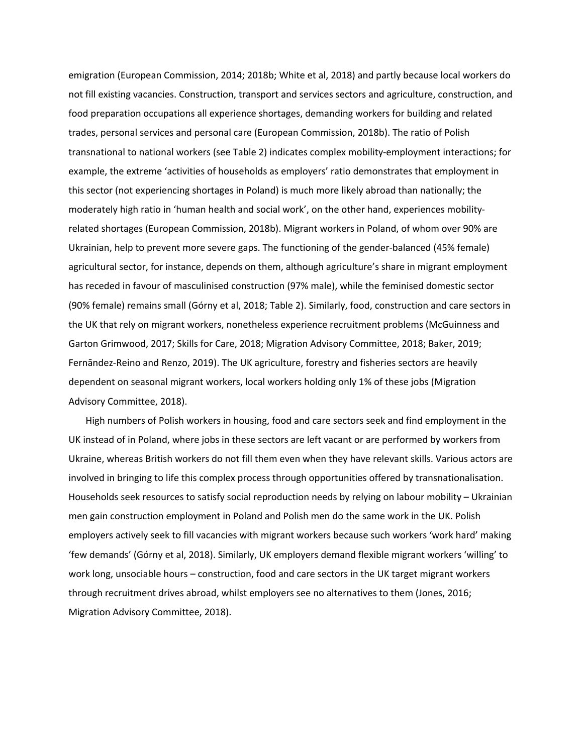emigration (European Commission, 2014; 2018b; White et al, 2018) and partly because local workers do not fill existing vacancies. Construction, transport and services sectors and agriculture, construction, and food preparation occupations all experience shortages, demanding workers for building and related trades, personal services and personal care (European Commission, 2018b). The ratio of Polish transnational to national workers (see Table 2) indicates complex mobility-employment interactions; for example, the extreme 'activities of households as employers' ratio demonstrates that employment in this sector (not experiencing shortages in Poland) is much more likely abroad than nationally; the moderately high ratio in 'human health and social work', on the other hand, experiences mobility-related shortages (European Commission, 2018b). Migrant workers in Poland, of whom over 90% are Ukrainian, help to prevent more severe gaps. The functioning of the gender-balanced (45% female) agricultural sector, for instance, depends on them, although agriculture's share in migrant employment has receded in favour of masculinised construction (97% male), while the feminised domestic sector (90% female) remains small (Górny et al, 2018; Table 2). Similarly, food, construction and care sectors in the UK that rely on migrant workers, nonetheless experience recruitment problems (McGuinness and Garton Grimwood, 2017; Skills for Care, 2018; Migration Advisory Committee, 2018; Baker, 2019; Fernāndez-Reino and Renzo, 2019). The UK agriculture, forestry and fisheries sectors are heavily dependent on seasonal migrant workers, local workers holding only 1% of these jobs (Migration Advisory Committee, 2018).

High numbers of Polish workers in housing, food and care sectors seek and find employment in the UK instead of in Poland, where jobs in these sectors are left vacant or are performed by workers from Ukraine, whereas British workers do not fill them even when they have relevant skills. Various actors are involved in bringing to life this complex process through opportunities offered by transnationalisation. Households seek resources to satisfy social reproduction needs by relying on labour mobility – Ukrainian men gain construction employment in Poland and Polish men do the same work in the UK. Polish employers actively seek to fill vacancies with migrant workers because such workers 'work hard' making 'few demands' (Górny et al, 2018). Similarly, UK employers demand flexible migrant workers 'willing' to work long, unsociable hours – construction, food and care sectors in the UK target migrant workers through recruitment drives abroad, whilst employers see no alternatives to them (Jones, 2016; Migration Advisory Committee, 2018).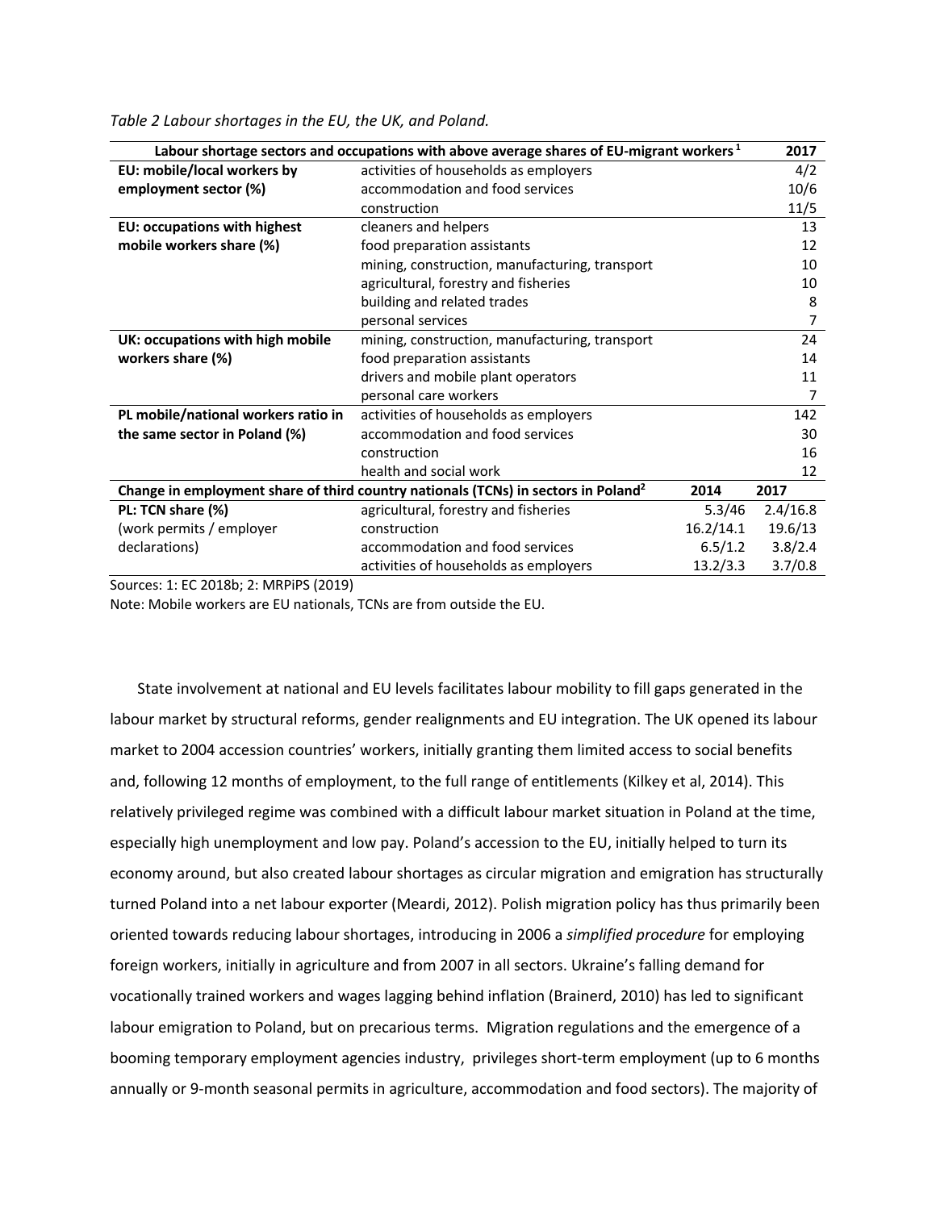*Table 2 Labour shortages in the EU, the UK, and Poland.*

| Labour shortage sectors and occupations with above average shares of EU-migrant workers [1] | | | 2017 |
|---|---|---|---|
| **EU: mobile/local workers by employment sector (%)** | activities of households as employers | | 4/2 |
| | accommodation and food services | | 10/6 |
| | construction | | 11/5 |
| **EU: occupations with highest mobile workers share (%)** | cleaners and helpers | | 13 |
| | food preparation assistants | | 12 |
| | mining, construction, manufacturing, transport | | 10 |
| | agricultural, forestry and fisheries | | 10 |
| | building and related trades | | 8 |
| | personal services | | 7 |
| **UK: occupations with high mobile workers share (%)** | mining, construction, manufacturing, transport | | 24 |
| | food preparation assistants | | 14 |
| | drivers and mobile plant operators | | 11 |
| | personal care workers | | 7 |
| **PL mobile/national workers ratio in the same sector in Poland (%)** | activities of households as employers | | 142 |
| | accommodation and food services | | 30 |
| | construction | | 16 |
| | health and social work | | 12 |
| **Change in employment share of third country nationals (TCNs) in sectors in Poland [2]** | | **2014** | **2017** |
| **PL: TCN share (%)** (work permits / employer declarations) | agricultural, forestry and fisheries | 5.3/46 | 2.4/16.8 |
| | construction | 16.2/14.1 | 19.6/13 |
| | accommodation and food services | 6.5/1.2 | 3.8/2.4 |
| | activities of households as employers | 13.2/3.3 | 3.7/0.8 |

Sources: 1: EC 2018b; 2: MRPiPS (2019)

Note: Mobile workers are EU nationals, TCNs are from outside the EU.

State involvement at national and EU levels facilitates labour mobility to fill gaps generated in the labour market by structural reforms, gender realignments and EU integration. The UK opened its labour market to 2004 accession countries' workers, initially granting them limited access to social benefits and, following 12 months of employment, to the full range of entitlements (Kilkey et al, 2014). This relatively privileged regime was combined with a difficult labour market situation in Poland at the time, especially high unemployment and low pay. Poland's accession to the EU, initially helped to turn its economy around, but also created labour shortages as circular migration and emigration has structurally turned Poland into a net labour exporter (Meardi, 2012). Polish migration policy has thus primarily been oriented towards reducing labour shortages, introducing in 2006 a *simplified procedure* for employing foreign workers, initially in agriculture and from 2007 in all sectors. Ukraine's falling demand for vocationally trained workers and wages lagging behind inflation (Brainerd, 2010) has led to significant labour emigration to Poland, but on precarious terms. Migration regulations and the emergence of a booming temporary employment agencies industry, privileges short-term employment (up to 6 months annually or 9-month seasonal permits in agriculture, accommodation and food sectors). The majority of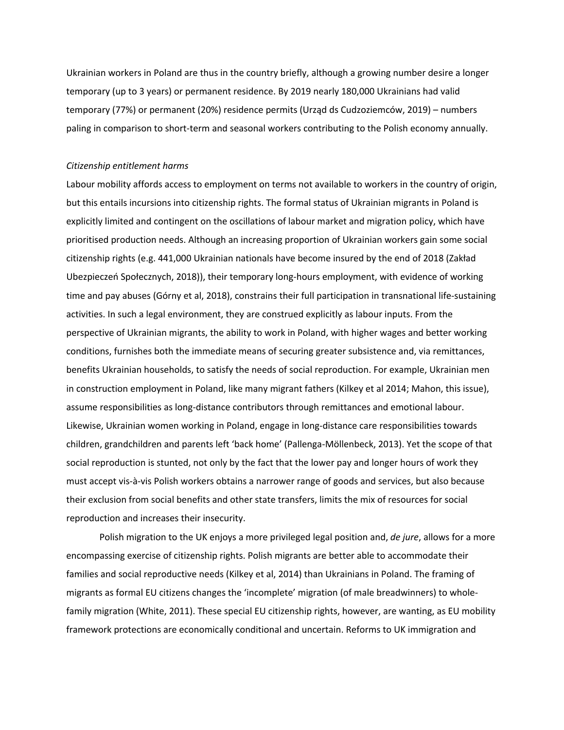Ukrainian workers in Poland are thus in the country briefly, although a growing number desire a longer temporary (up to 3 years) or permanent residence. By 2019 nearly 180,000 Ukrainians had valid temporary (77%) or permanent (20%) residence permits (Urząd ds Cudzoziemców, 2019) – numbers paling in comparison to short-term and seasonal workers contributing to the Polish economy annually.

*Citizenship entitlement harms*

Labour mobility affords access to employment on terms not available to workers in the country of origin, but this entails incursions into citizenship rights. The formal status of Ukrainian migrants in Poland is explicitly limited and contingent on the oscillations of labour market and migration policy, which have prioritised production needs. Although an increasing proportion of Ukrainian workers gain some social citizenship rights (e.g. 441,000 Ukrainian nationals have become insured by the end of 2018 (Zakład Ubezpieczeń Społecznych, 2018)), their temporary long-hours employment, with evidence of working time and pay abuses (Górny et al, 2018), constrains their full participation in transnational life-sustaining activities. In such a legal environment, they are construed explicitly as labour inputs. From the perspective of Ukrainian migrants, the ability to work in Poland, with higher wages and better working conditions, furnishes both the immediate means of securing greater subsistence and, via remittances, benefits Ukrainian households, to satisfy the needs of social reproduction. For example, Ukrainian men in construction employment in Poland, like many migrant fathers (Kilkey et al 2014; Mahon, this issue), assume responsibilities as long-distance contributors through remittances and emotional labour. Likewise, Ukrainian women working in Poland, engage in long-distance care responsibilities towards children, grandchildren and parents left 'back home' (Pallenga-Möllenbeck, 2013). Yet the scope of that social reproduction is stunted, not only by the fact that the lower pay and longer hours of work they must accept vis-à-vis Polish workers obtains a narrower range of goods and services, but also because their exclusion from social benefits and other state transfers, limits the mix of resources for social reproduction and increases their insecurity.

Polish migration to the UK enjoys a more privileged legal position and, *de jure*, allows for a more encompassing exercise of citizenship rights. Polish migrants are better able to accommodate their families and social reproductive needs (Kilkey et al, 2014) than Ukrainians in Poland. The framing of migrants as formal EU citizens changes the 'incomplete' migration (of male breadwinners) to whole-family migration (White, 2011). These special EU citizenship rights, however, are wanting, as EU mobility framework protections are economically conditional and uncertain. Reforms to UK immigration and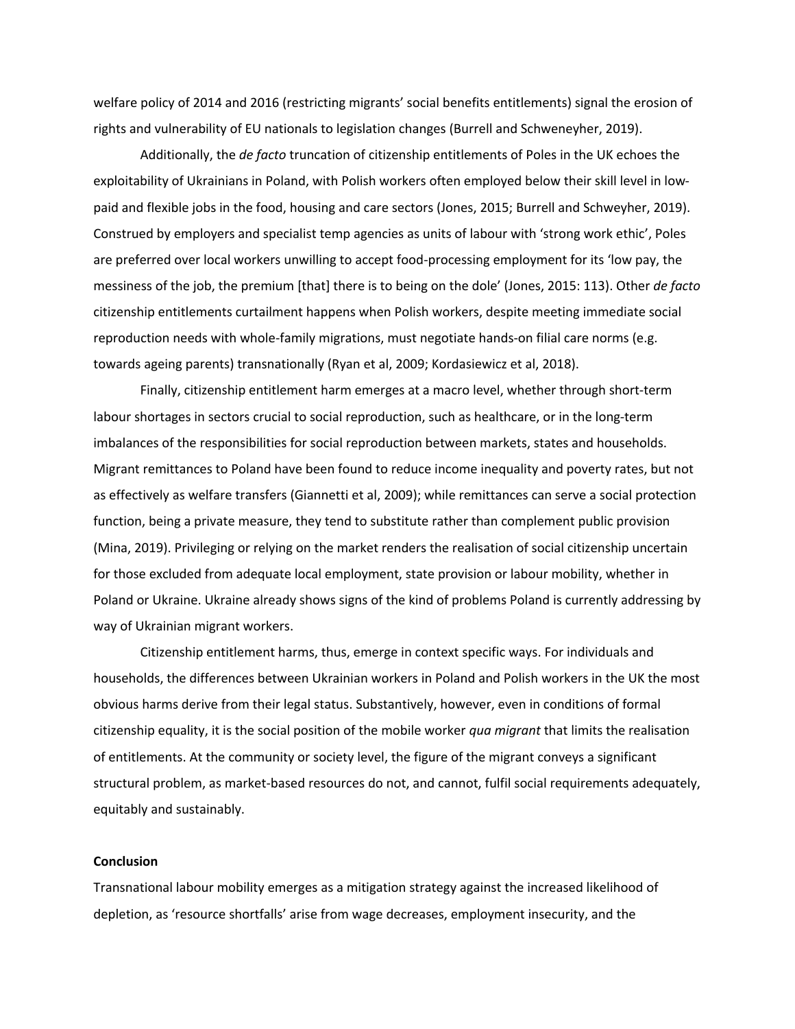welfare policy of 2014 and 2016 (restricting migrants' social benefits entitlements) signal the erosion of rights and vulnerability of EU nationals to legislation changes (Burrell and Schweneyher, 2019).

Additionally, the *de facto* truncation of citizenship entitlements of Poles in the UK echoes the exploitability of Ukrainians in Poland, with Polish workers often employed below their skill level in low-paid and flexible jobs in the food, housing and care sectors (Jones, 2015; Burrell and Schweyher, 2019). Construed by employers and specialist temp agencies as units of labour with 'strong work ethic', Poles are preferred over local workers unwilling to accept food-processing employment for its 'low pay, the messiness of the job, the premium [that] there is to being on the dole' (Jones, 2015: 113). Other *de facto* citizenship entitlements curtailment happens when Polish workers, despite meeting immediate social reproduction needs with whole-family migrations, must negotiate hands-on filial care norms (e.g. towards ageing parents) transnationally (Ryan et al, 2009; Kordasiewicz et al, 2018).

Finally, citizenship entitlement harm emerges at a macro level, whether through short-term labour shortages in sectors crucial to social reproduction, such as healthcare, or in the long-term imbalances of the responsibilities for social reproduction between markets, states and households. Migrant remittances to Poland have been found to reduce income inequality and poverty rates, but not as effectively as welfare transfers (Giannetti et al, 2009); while remittances can serve a social protection function, being a private measure, they tend to substitute rather than complement public provision (Mina, 2019). Privileging or relying on the market renders the realisation of social citizenship uncertain for those excluded from adequate local employment, state provision or labour mobility, whether in Poland or Ukraine. Ukraine already shows signs of the kind of problems Poland is currently addressing by way of Ukrainian migrant workers.

Citizenship entitlement harms, thus, emerge in context specific ways. For individuals and households, the differences between Ukrainian workers in Poland and Polish workers in the UK the most obvious harms derive from their legal status. Substantively, however, even in conditions of formal citizenship equality, it is the social position of the mobile worker *qua migrant* that limits the realisation of entitlements. At the community or society level, the figure of the migrant conveys a significant structural problem, as market-based resources do not, and cannot, fulfil social requirements adequately, equitably and sustainably.

## Conclusion

Transnational labour mobility emerges as a mitigation strategy against the increased likelihood of depletion, as 'resource shortfalls' arise from wage decreases, employment insecurity, and the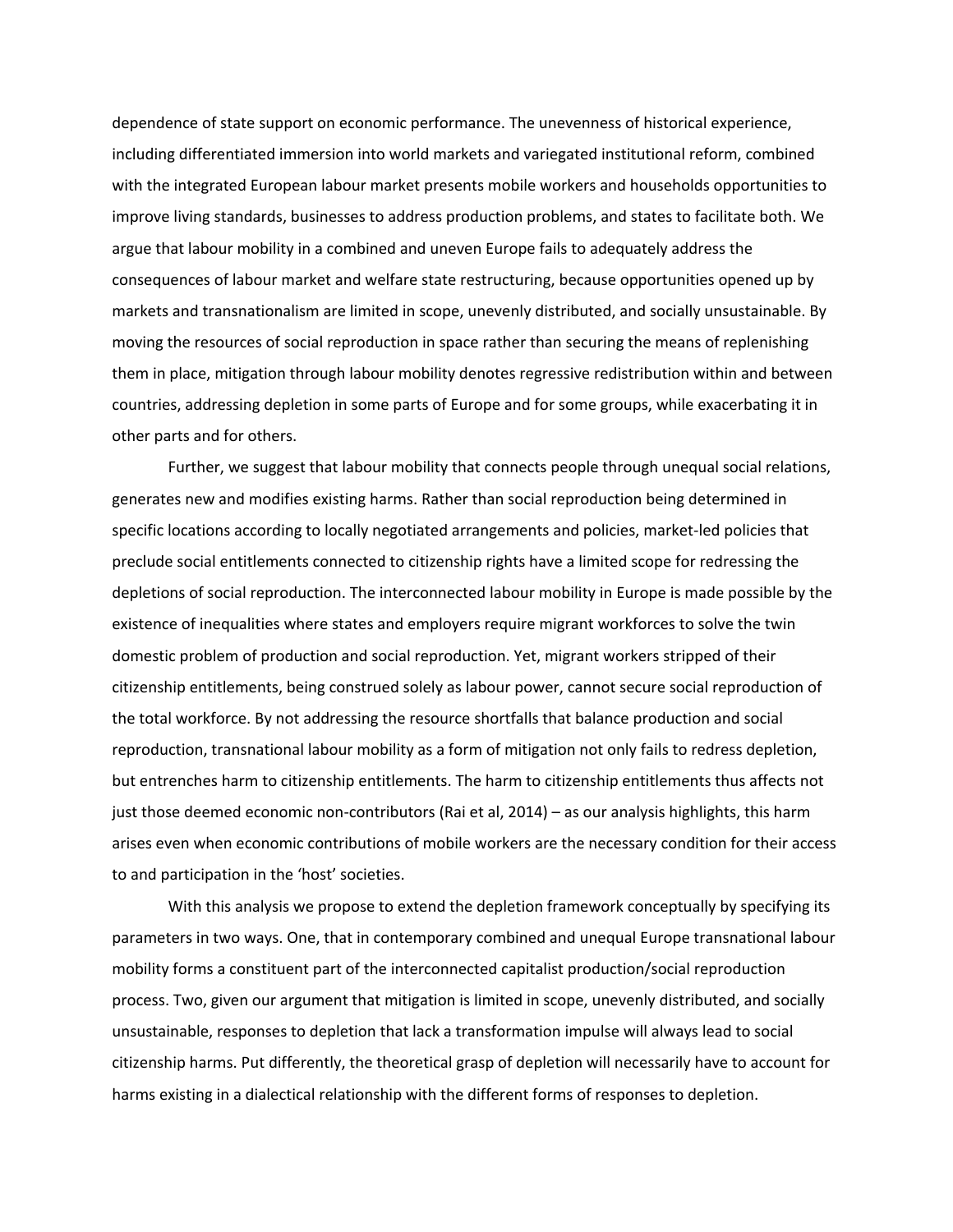dependence of state support on economic performance. The unevenness of historical experience, including differentiated immersion into world markets and variegated institutional reform, combined with the integrated European labour market presents mobile workers and households opportunities to improve living standards, businesses to address production problems, and states to facilitate both. We argue that labour mobility in a combined and uneven Europe fails to adequately address the consequences of labour market and welfare state restructuring, because opportunities opened up by markets and transnationalism are limited in scope, unevenly distributed, and socially unsustainable. By moving the resources of social reproduction in space rather than securing the means of replenishing them in place, mitigation through labour mobility denotes regressive redistribution within and between countries, addressing depletion in some parts of Europe and for some groups, while exacerbating it in other parts and for others.

Further, we suggest that labour mobility that connects people through unequal social relations, generates new and modifies existing harms. Rather than social reproduction being determined in specific locations according to locally negotiated arrangements and policies, market-led policies that preclude social entitlements connected to citizenship rights have a limited scope for redressing the depletions of social reproduction. The interconnected labour mobility in Europe is made possible by the existence of inequalities where states and employers require migrant workforces to solve the twin domestic problem of production and social reproduction. Yet, migrant workers stripped of their citizenship entitlements, being construed solely as labour power, cannot secure social reproduction of the total workforce. By not addressing the resource shortfalls that balance production and social reproduction, transnational labour mobility as a form of mitigation not only fails to redress depletion, but entrenches harm to citizenship entitlements. The harm to citizenship entitlements thus affects not just those deemed economic non-contributors (Rai et al, 2014) – as our analysis highlights, this harm arises even when economic contributions of mobile workers are the necessary condition for their access to and participation in the 'host' societies.

With this analysis we propose to extend the depletion framework conceptually by specifying its parameters in two ways. One, that in contemporary combined and unequal Europe transnational labour mobility forms a constituent part of the interconnected capitalist production/social reproduction process. Two, given our argument that mitigation is limited in scope, unevenly distributed, and socially unsustainable, responses to depletion that lack a transformation impulse will always lead to social citizenship harms. Put differently, the theoretical grasp of depletion will necessarily have to account for harms existing in a dialectical relationship with the different forms of responses to depletion.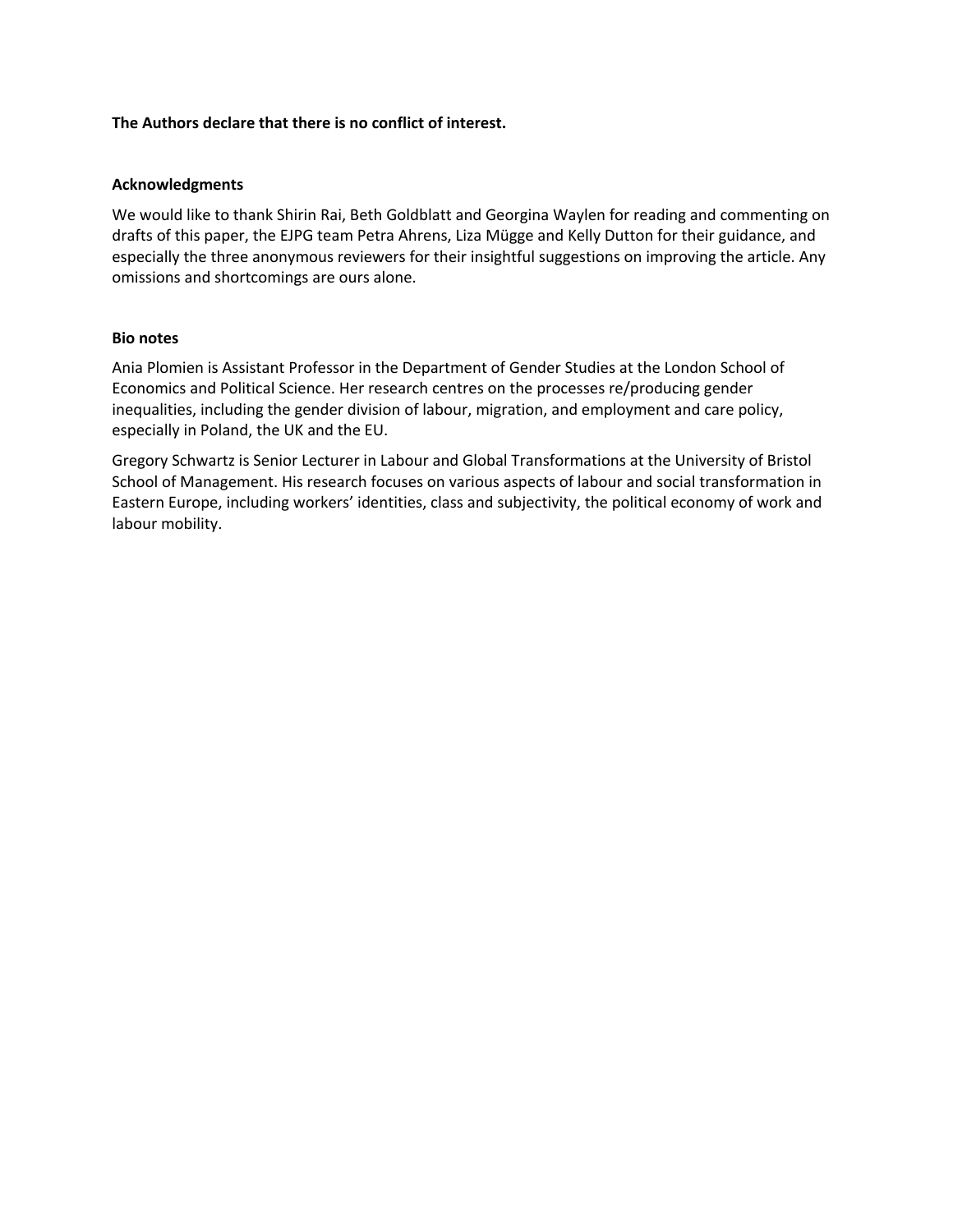**The Authors declare that there is no conflict of interest.**

**Acknowledgments**

We would like to thank Shirin Rai, Beth Goldblatt and Georgina Waylen for reading and commenting on drafts of this paper, the EJPG team Petra Ahrens, Liza Mügge and Kelly Dutton for their guidance, and especially the three anonymous reviewers for their insightful suggestions on improving the article. Any omissions and shortcomings are ours alone.

**Bio notes**

Ania Plomien is Assistant Professor in the Department of Gender Studies at the London School of Economics and Political Science. Her research centres on the processes re/producing gender inequalities, including the gender division of labour, migration, and employment and care policy, especially in Poland, the UK and the EU.

Gregory Schwartz is Senior Lecturer in Labour and Global Transformations at the University of Bristol School of Management. His research focuses on various aspects of labour and social transformation in Eastern Europe, including workers' identities, class and subjectivity, the political economy of work and labour mobility.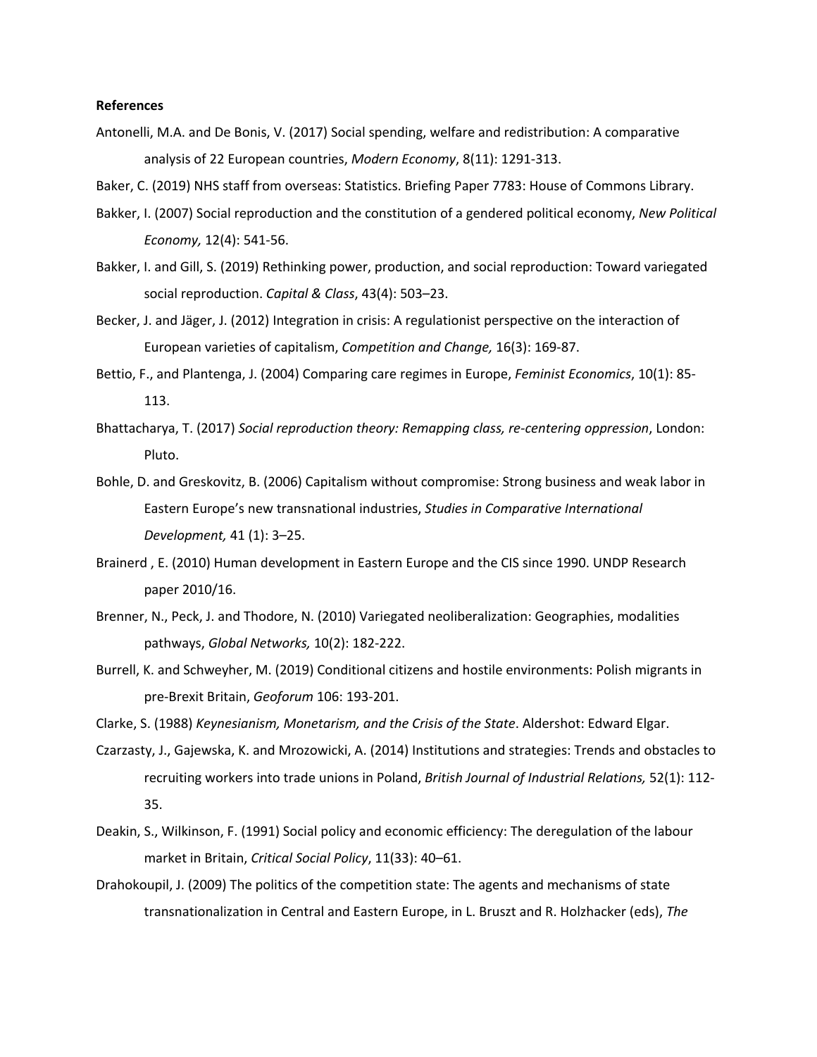**References**

Antonelli, M.A. and De Bonis, V. (2017) Social spending, welfare and redistribution: A comparative analysis of 22 European countries, *Modern Economy*, 8(11): 1291-313.

Baker, C. (2019) NHS staff from overseas: Statistics. Briefing Paper 7783: House of Commons Library.

Bakker, I. (2007) Social reproduction and the constitution of a gendered political economy, *New Political Economy,* 12(4): 541-56.

Bakker, I. and Gill, S. (2019) Rethinking power, production, and social reproduction: Toward variegated social reproduction. *Capital & Class*, 43(4): 503–23.

Becker, J. and Jäger, J. (2012) Integration in crisis: A regulationist perspective on the interaction of European varieties of capitalism, *Competition and Change,* 16(3): 169-87.

Bettio, F., and Plantenga, J. (2004) Comparing care regimes in Europe, *Feminist Economics*, 10(1): 85-113.

Bhattacharya, T. (2017) *Social reproduction theory: Remapping class, re-centering oppression*, London: Pluto.

Bohle, D. and Greskovitz, B. (2006) Capitalism without compromise: Strong business and weak labor in Eastern Europe's new transnational industries, *Studies in Comparative International Development,* 41 (1): 3–25.

Brainerd , E. (2010) Human development in Eastern Europe and the CIS since 1990. UNDP Research paper 2010/16.

Brenner, N., Peck, J. and Thodore, N. (2010) Variegated neoliberalization: Geographies, modalities pathways, *Global Networks,* 10(2): 182-222.

Burrell, K. and Schweyher, M. (2019) Conditional citizens and hostile environments: Polish migrants in pre-Brexit Britain, *Geoforum* 106: 193-201.

Clarke, S. (1988) *Keynesianism, Monetarism, and the Crisis of the State*. Aldershot: Edward Elgar.

Czarzasty, J., Gajewska, K. and Mrozowicki, A. (2014) Institutions and strategies: Trends and obstacles to recruiting workers into trade unions in Poland, *British Journal of Industrial Relations,* 52(1): 112-35.

Deakin, S., Wilkinson, F. (1991) Social policy and economic efficiency: The deregulation of the labour market in Britain, *Critical Social Policy*, 11(33): 40–61.

Drahokoupil, J. (2009) The politics of the competition state: The agents and mechanisms of state transnationalization in Central and Eastern Europe, in L. Bruszt and R. Holzhacker (eds), *The*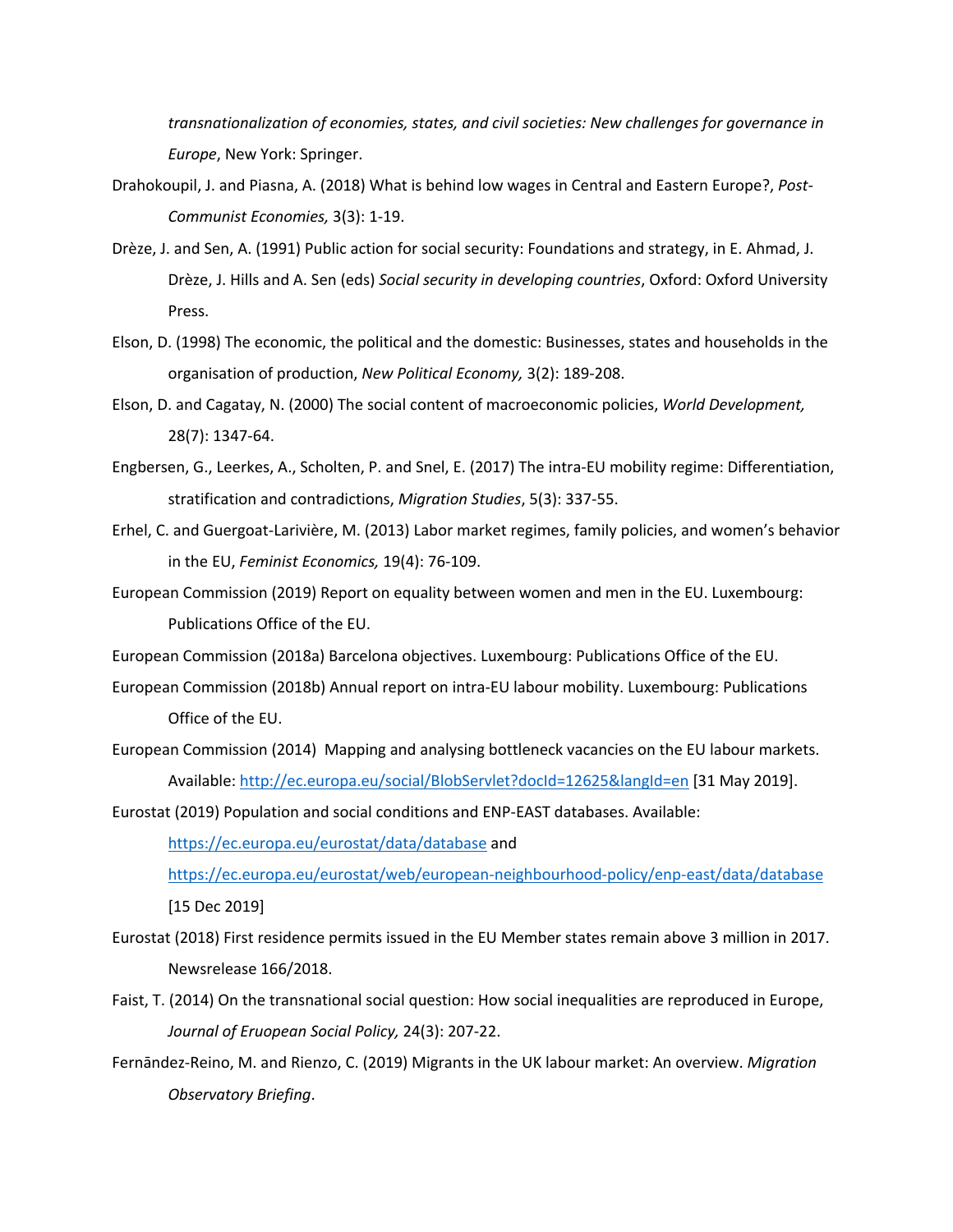*transnationalization of economies, states, and civil societies: New challenges for governance in Europe*, New York: Springer.

Drahokoupil, J. and Piasna, A. (2018) What is behind low wages in Central and Eastern Europe?, *Post-Communist Economies,* 3(3): 1-19.

Drèze, J. and Sen, A. (1991) Public action for social security: Foundations and strategy, in E. Ahmad, J. Drèze, J. Hills and A. Sen (eds) *Social security in developing countries*, Oxford: Oxford University Press.

Elson, D. (1998) The economic, the political and the domestic: Businesses, states and households in the organisation of production, *New Political Economy,* 3(2): 189-208.

Elson, D. and Cagatay, N. (2000) The social content of macroeconomic policies, *World Development,* 28(7): 1347-64.

Engbersen, G., Leerkes, A., Scholten, P. and Snel, E. (2017) The intra-EU mobility regime: Differentiation, stratification and contradictions, *Migration Studies*, 5(3): 337-55.

Erhel, C. and Guergoat-Larivière, M. (2013) Labor market regimes, family policies, and women's behavior in the EU, *Feminist Economics,* 19(4): 76-109.

European Commission (2019) Report on equality between women and men in the EU. Luxembourg: Publications Office of the EU.

European Commission (2018a) Barcelona objectives. Luxembourg: Publications Office of the EU.

European Commission (2018b) Annual report on intra-EU labour mobility. Luxembourg: Publications Office of the EU.

European Commission (2014) Mapping and analysing bottleneck vacancies on the EU labour markets. Available: http://ec.europa.eu/social/BlobServlet?docId=12625&langId=en [31 May 2019].

Eurostat (2019) Population and social conditions and ENP-EAST databases. Available: https://ec.europa.eu/eurostat/data/database and https://ec.europa.eu/eurostat/web/european-neighbourhood-policy/enp-east/data/database [15 Dec 2019]

Eurostat (2018) First residence permits issued in the EU Member states remain above 3 million in 2017. Newsrelease 166/2018.

Faist, T. (2014) On the transnational social question: How social inequalities are reproduced in Europe, *Journal of Eruopean Social Policy,* 24(3): 207-22.

Fernāndez-Reino, M. and Rienzo, C. (2019) Migrants in the UK labour market: An overview. *Migration Observatory Briefing*.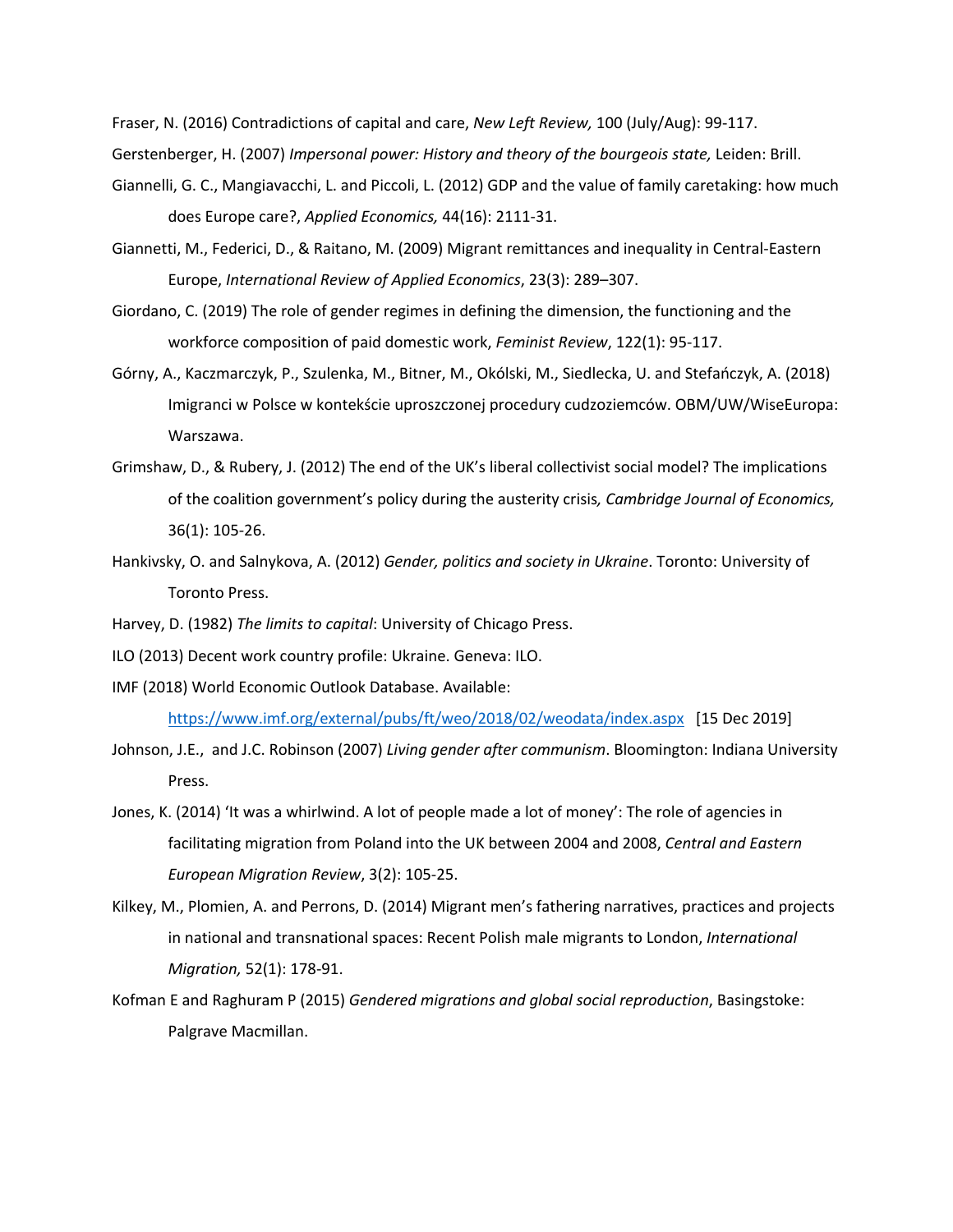Fraser, N. (2016) Contradictions of capital and care, *New Left Review,* 100 (July/Aug): 99-117.

Gerstenberger, H. (2007) *Impersonal power: History and theory of the bourgeois state,* Leiden: Brill.

Giannelli, G. C., Mangiavacchi, L. and Piccoli, L. (2012) GDP and the value of family caretaking: how much does Europe care?, *Applied Economics,* 44(16): 2111-31.

Giannetti, M., Federici, D., & Raitano, M. (2009) Migrant remittances and inequality in Central-Eastern Europe, *International Review of Applied Economics*, 23(3): 289–307.

Giordano, C. (2019) The role of gender regimes in defining the dimension, the functioning and the workforce composition of paid domestic work, *Feminist Review*, 122(1): 95-117.

Górny, A., Kaczmarczyk, P., Szulenka, M., Bitner, M., Okólski, M., Siedlecka, U. and Stefańczyk, A. (2018) Imigranci w Polsce w kontekście uproszczonej procedury cudzoziemców. OBM/UW/WiseEuropa: Warszawa.

Grimshaw, D., & Rubery, J. (2012) The end of the UK's liberal collectivist social model? The implications of the coalition government's policy during the austerity crisis*, Cambridge Journal of Economics,* 36(1): 105-26.

Hankivsky, O. and Salnykova, A. (2012) *Gender, politics and society in Ukraine*. Toronto: University of Toronto Press.

Harvey, D. (1982) *The limits to capital*: University of Chicago Press.

ILO (2013) Decent work country profile: Ukraine. Geneva: ILO.

IMF (2018) World Economic Outlook Database. Available: https://www.imf.org/external/pubs/ft/weo/2018/02/weodata/index.aspx [15 Dec 2019]

Johnson, J.E., and J.C. Robinson (2007) *Living gender after communism*. Bloomington: Indiana University Press.

Jones, K. (2014) 'It was a whirlwind. A lot of people made a lot of money': The role of agencies in facilitating migration from Poland into the UK between 2004 and 2008, *Central and Eastern European Migration Review*, 3(2): 105-25.

Kilkey, M., Plomien, A. and Perrons, D. (2014) Migrant men's fathering narratives, practices and projects in national and transnational spaces: Recent Polish male migrants to London, *International Migration,* 52(1): 178-91.

Kofman E and Raghuram P (2015) *Gendered migrations and global social reproduction*, Basingstoke: Palgrave Macmillan.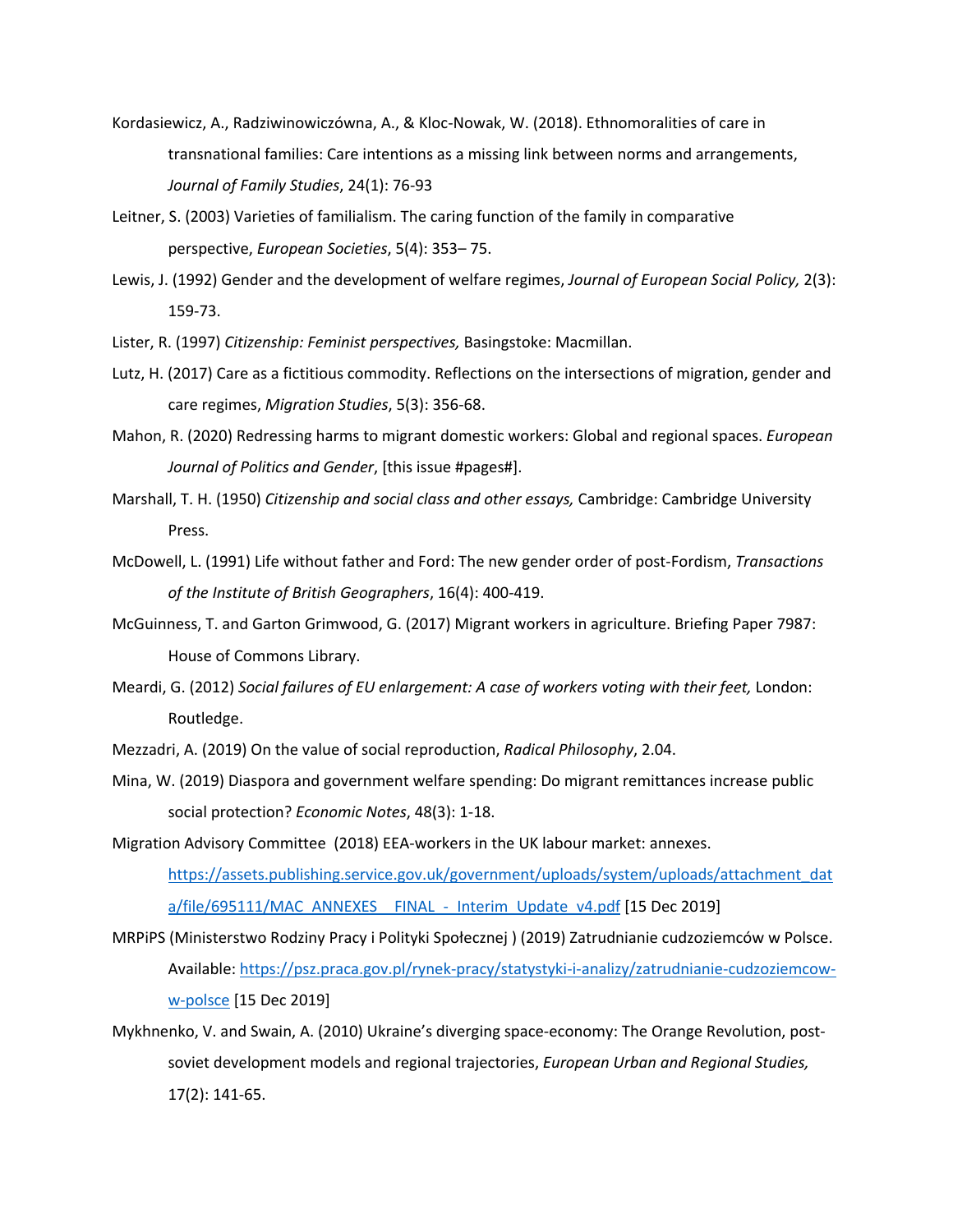Kordasiewicz, A., Radziwinowiczówna, A., & Kloc-Nowak, W. (2018). Ethnomoralities of care in transnational families: Care intentions as a missing link between norms and arrangements, *Journal of Family Studies*, 24(1): 76-93

Leitner, S. (2003) Varieties of familialism. The caring function of the family in comparative perspective, *European Societies*, 5(4): 353– 75.

Lewis, J. (1992) Gender and the development of welfare regimes, *Journal of European Social Policy,* 2(3): 159-73.

Lister, R. (1997) *Citizenship: Feminist perspectives,* Basingstoke: Macmillan.

Lutz, H. (2017) Care as a fictitious commodity. Reflections on the intersections of migration, gender and care regimes, *Migration Studies*, 5(3): 356-68.

Mahon, R. (2020) Redressing harms to migrant domestic workers: Global and regional spaces. *European Journal of Politics and Gender*, [this issue #pages#].

Marshall, T. H. (1950) *Citizenship and social class and other essays,* Cambridge: Cambridge University Press.

McDowell, L. (1991) Life without father and Ford: The new gender order of post-Fordism, *Transactions of the Institute of British Geographers*, 16(4): 400-419.

McGuinness, T. and Garton Grimwood, G. (2017) Migrant workers in agriculture. Briefing Paper 7987: House of Commons Library.

Meardi, G. (2012) *Social failures of EU enlargement: A case of workers voting with their feet,* London: Routledge.

Mezzadri, A. (2019) On the value of social reproduction, *Radical Philosophy*, 2.04.

Mina, W. (2019) Diaspora and government welfare spending: Do migrant remittances increase public social protection? *Economic Notes*, 48(3): 1-18.

Migration Advisory Committee (2018) EEA-workers in the UK labour market: annexes. https://assets.publishing.service.gov.uk/government/uploads/system/uploads/attachment_data/file/695111/MAC_ANNEXES__FINAL_-_Interim_Update_v4.pdf [15 Dec 2019]

MRPiPS (Ministerstwo Rodziny Pracy i Polityki Społecznej ) (2019) Zatrudnianie cudzoziemców w Polsce. Available: https://psz.praca.gov.pl/rynek-pracy/statystyki-i-analizy/zatrudnianie-cudzoziemcow-w-polsce [15 Dec 2019]

Mykhnenko, V. and Swain, A. (2010) Ukraine's diverging space-economy: The Orange Revolution, post-soviet development models and regional trajectories, *European Urban and Regional Studies,* 17(2): 141-65.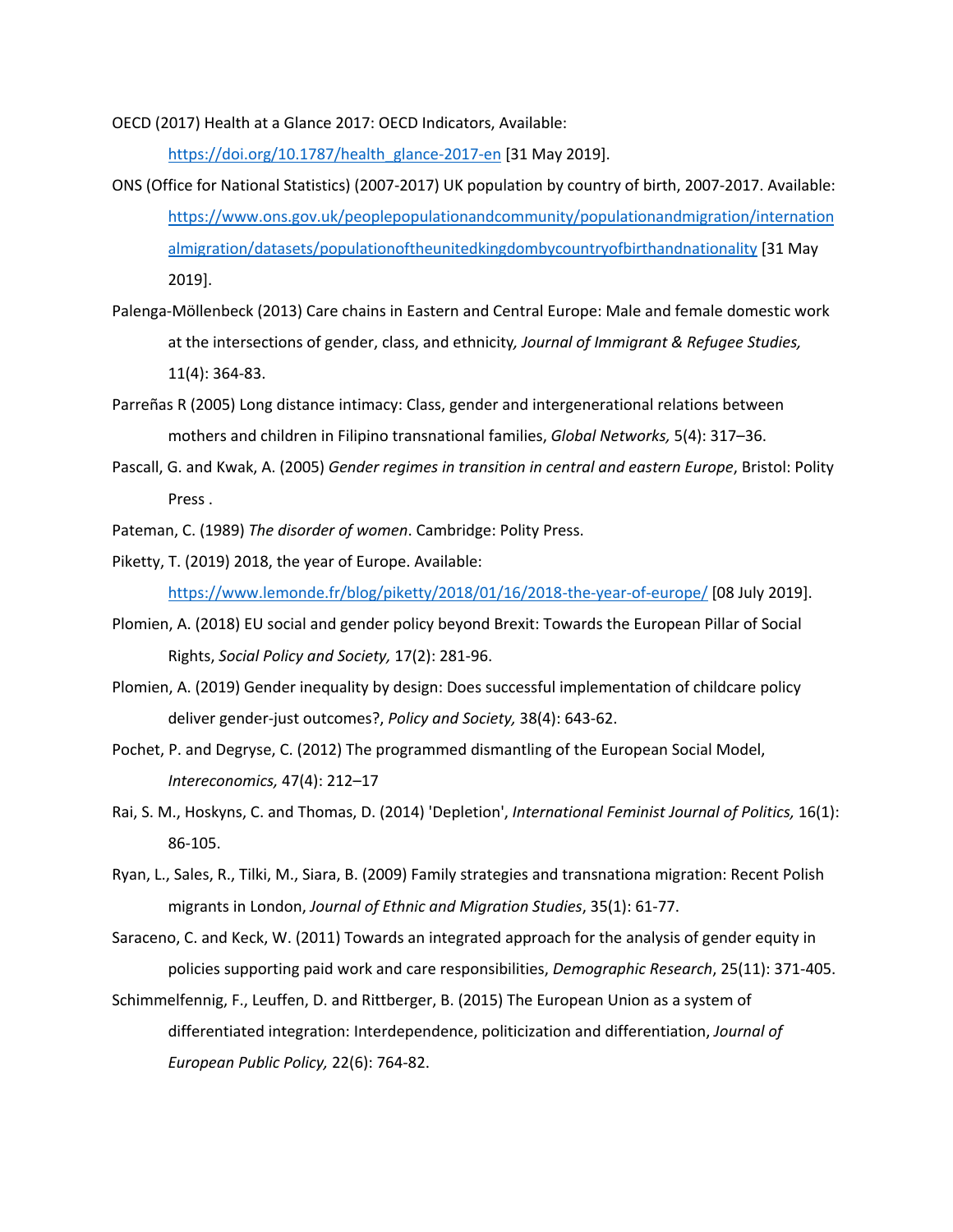OECD (2017) Health at a Glance 2017: OECD Indicators, Available: https://doi.org/10.1787/health_glance-2017-en [31 May 2019].

ONS (Office for National Statistics) (2007-2017) UK population by country of birth, 2007-2017. Available: https://www.ons.gov.uk/peoplepopulationandcommunity/populationandmigration/internationalmigration/datasets/populationoftheunitedkingdombycountryofbirthandnationality [31 May 2019].

Palenga-Möllenbeck (2013) Care chains in Eastern and Central Europe: Male and female domestic work at the intersections of gender, class, and ethnicity, *Journal of Immigrant & Refugee Studies,* 11(4): 364-83.

Parreñas R (2005) Long distance intimacy: Class, gender and intergenerational relations between mothers and children in Filipino transnational families, *Global Networks,* 5(4): 317–36.

Pascall, G. and Kwak, A. (2005) *Gender regimes in transition in central and eastern Europe*, Bristol: Polity Press .

Pateman, C. (1989) *The disorder of women*. Cambridge: Polity Press.

Piketty, T. (2019) 2018, the year of Europe. Available: https://www.lemonde.fr/blog/piketty/2018/01/16/2018-the-year-of-europe/ [08 July 2019].

Plomien, A. (2018) EU social and gender policy beyond Brexit: Towards the European Pillar of Social Rights, *Social Policy and Society,* 17(2): 281-96.

Plomien, A. (2019) Gender inequality by design: Does successful implementation of childcare policy deliver gender-just outcomes?, *Policy and Society,* 38(4): 643-62.

Pochet, P. and Degryse, C. (2012) The programmed dismantling of the European Social Model, *Intereconomics,* 47(4): 212–17

Rai, S. M., Hoskyns, C. and Thomas, D. (2014) 'Depletion', *International Feminist Journal of Politics,* 16(1): 86-105.

Ryan, L., Sales, R., Tilki, M., Siara, B. (2009) Family strategies and transnationa migration: Recent Polish migrants in London, *Journal of Ethnic and Migration Studies*, 35(1): 61-77.

Saraceno, C. and Keck, W. (2011) Towards an integrated approach for the analysis of gender equity in policies supporting paid work and care responsibilities, *Demographic Research*, 25(11): 371-405.

Schimmelfennig, F., Leuffen, D. and Rittberger, B. (2015) The European Union as a system of differentiated integration: Interdependence, politicization and differentiation, *Journal of European Public Policy,* 22(6): 764-82.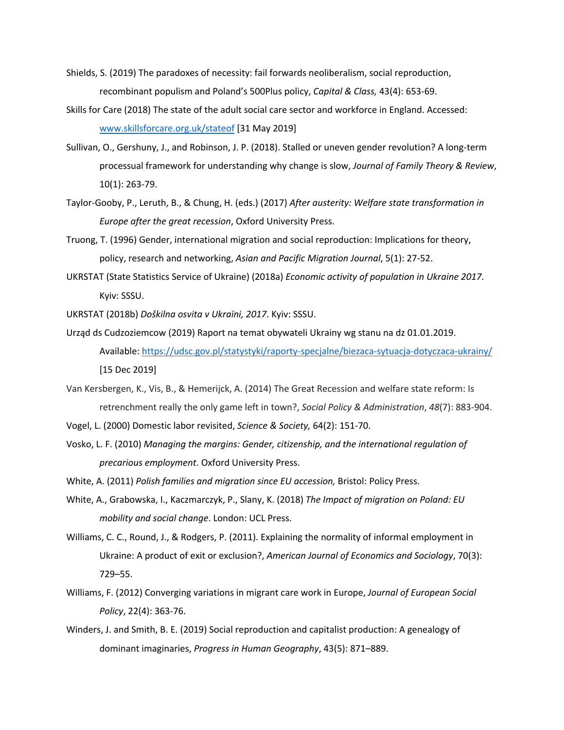Shields, S. (2019) The paradoxes of necessity: fail forwards neoliberalism, social reproduction, recombinant populism and Poland's 500Plus policy, *Capital & Class,* 43(4): 653-69.

Skills for Care (2018) The state of the adult social care sector and workforce in England. Accessed: www.skillsforcare.org.uk/stateof [31 May 2019]

Sullivan, O., Gershuny, J., and Robinson, J. P. (2018). Stalled or uneven gender revolution? A long-term processual framework for understanding why change is slow, *Journal of Family Theory & Review*, 10(1): 263-79.

Taylor-Gooby, P., Leruth, B., & Chung, H. (eds.) (2017) *After austerity: Welfare state transformation in Europe after the great recession*, Oxford University Press.

Truong, T. (1996) Gender, international migration and social reproduction: Implications for theory, policy, research and networking, *Asian and Pacific Migration Journal*, 5(1): 27-52.

UKRSTAT (State Statistics Service of Ukraine) (2018a) *Economic activity of population in Ukraine 2017.* Kyiv: SSSU.

UKRSTAT (2018b) *Doškilna osvita v Ukraïni, 2017*. Kyiv: SSSU.

Urząd ds Cudzoziemcow (2019) Raport na temat obywateli Ukrainy wg stanu na dz 01.01.2019. Available: https://udsc.gov.pl/statystyki/raporty-specjalne/biezaca-sytuacja-dotyczaca-ukrainy/ [15 Dec 2019]

Van Kersbergen, K., Vis, B., & Hemerijck, A. (2014) The Great Recession and welfare state reform: Is retrenchment really the only game left in town?, *Social Policy & Administration*, *48*(7): 883-904.

Vogel, L. (2000) Domestic labor revisited, *Science & Society,* 64(2): 151-70.

Vosko, L. F. (2010) *Managing the margins: Gender, citizenship, and the international regulation of precarious employment*. Oxford University Press.

White, A. (2011) *Polish families and migration since EU accession,* Bristol: Policy Press.

White, A., Grabowska, I., Kaczmarczyk, P., Slany, K. (2018) *The Impact of migration on Poland: EU mobility and social change*. London: UCL Press.

Williams, C. C., Round, J., & Rodgers, P. (2011). Explaining the normality of informal employment in Ukraine: A product of exit or exclusion?, *American Journal of Economics and Sociology*, 70(3): 729–55.

Williams, F. (2012) Converging variations in migrant care work in Europe, *Journal of European Social Policy*, 22(4): 363-76.

Winders, J. and Smith, B. E. (2019) Social reproduction and capitalist production: A genealogy of dominant imaginaries, *Progress in Human Geography*, 43(5): 871–889.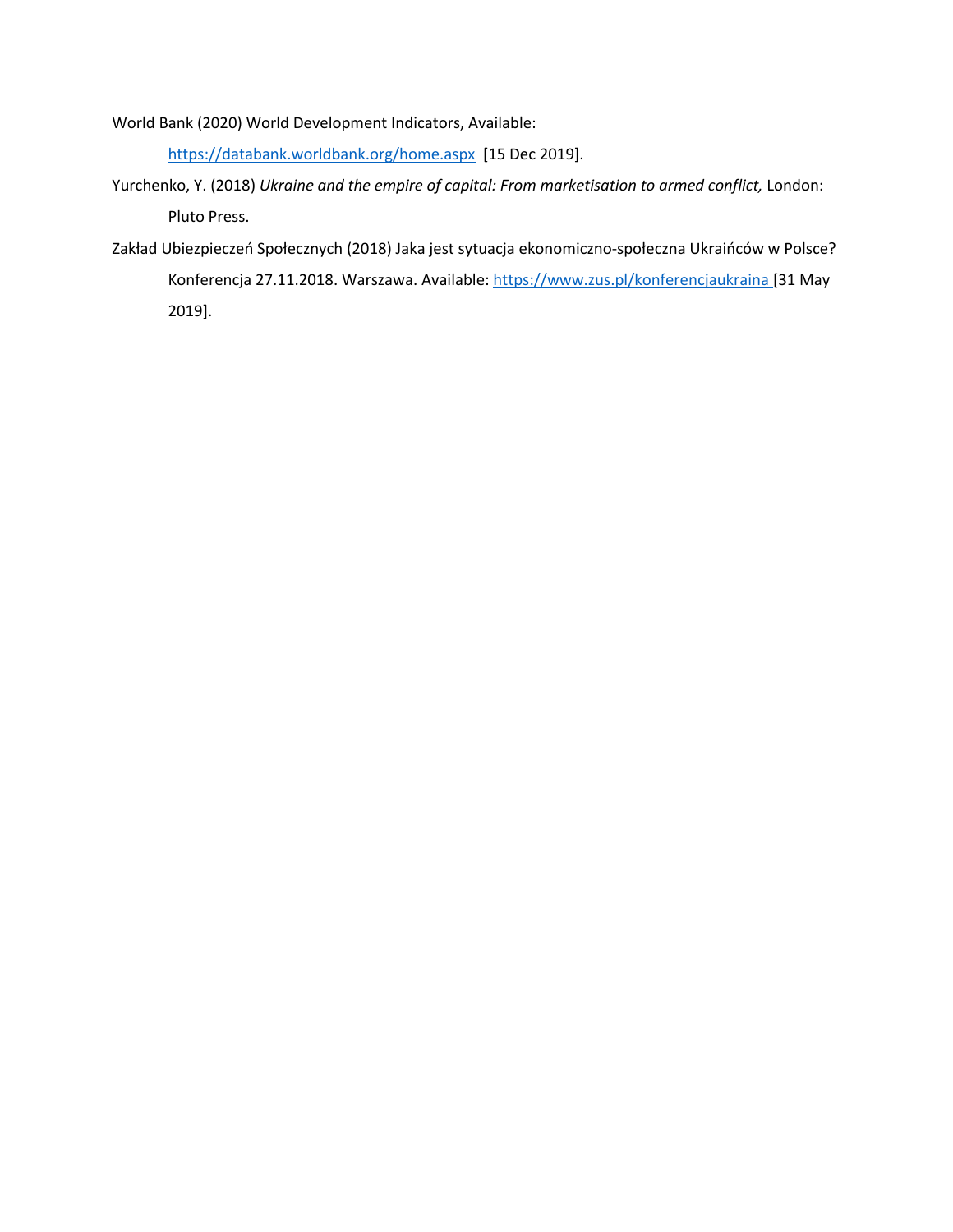World Bank (2020) World Development Indicators, Available: https://databank.worldbank.org/home.aspx [15 Dec 2019].

Yurchenko, Y. (2018) *Ukraine and the empire of capital: From marketisation to armed conflict,* London: Pluto Press.

Zakład Ubiezpieczeń Społecznych (2018) Jaka jest sytuacja ekonomiczno-społeczna Ukraińców w Polsce? Konferencja 27.11.2018. Warszawa. Available: https://www.zus.pl/konferencjaukraina [31 May 2019].